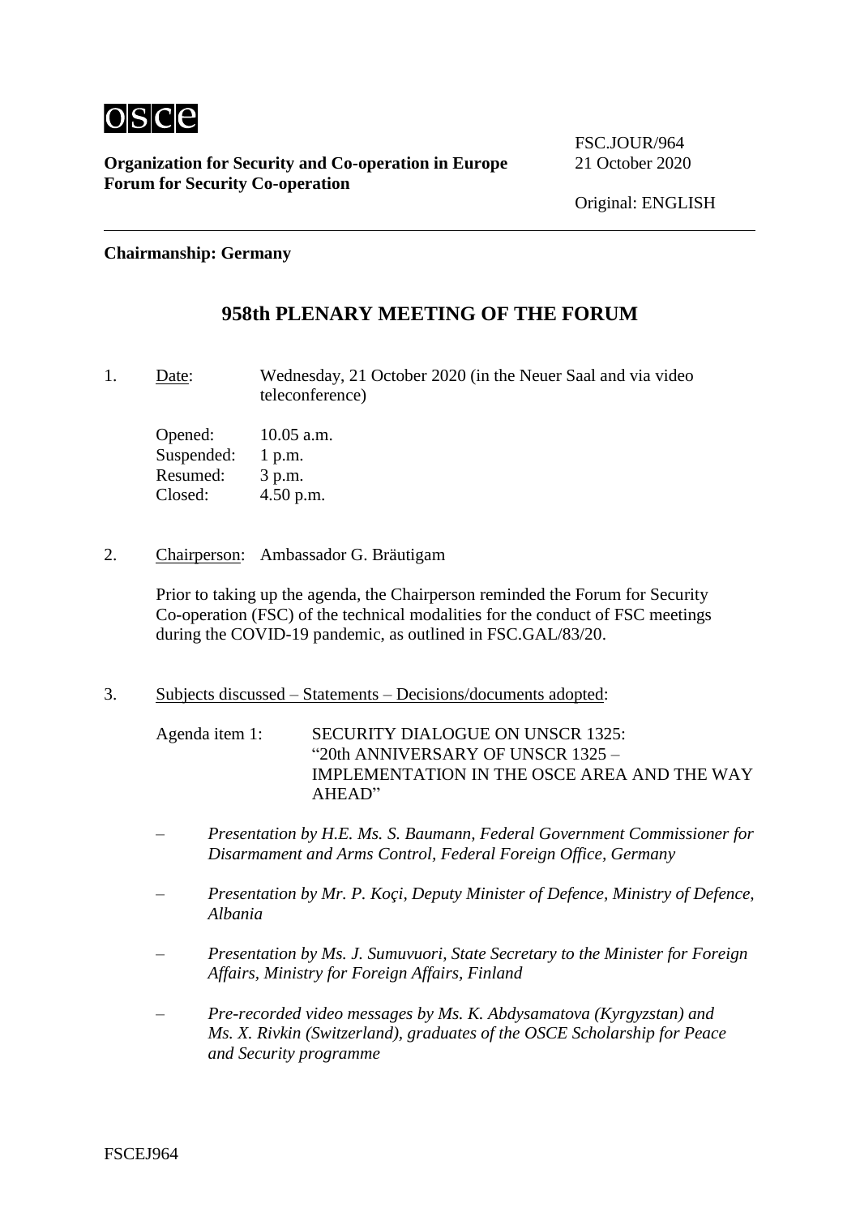osce

**Organization for Security and Co-operation in Europe**
**Forum for Security Co-operation**

FSC.JOUR/964
21 October 2020

Original: ENGLISH

**Chairmanship: Germany**

## 958th PLENARY MEETING OF THE FORUM

1. Date: Wednesday, 21 October 2020 (in the Neuer Saal and via video teleconference)

   Opened: 10.05 a.m.
   Suspended: 1 p.m.
   Resumed: 3 p.m.
   Closed: 4.50 p.m.

2. Chairperson: Ambassador G. Bräutigam

   Prior to taking up the agenda, the Chairperson reminded the Forum for Security Co-operation (FSC) of the technical modalities for the conduct of FSC meetings during the COVID-19 pandemic, as outlined in FSC.GAL/83/20.

3. Subjects discussed – Statements – Decisions/documents adopted:

   Agenda item 1: SECURITY DIALOGUE ON UNSCR 1325: "20th ANNIVERSARY OF UNSCR 1325 – IMPLEMENTATION IN THE OSCE AREA AND THE WAY AHEAD"

   – *Presentation by H.E. Ms. S. Baumann, Federal Government Commissioner for Disarmament and Arms Control, Federal Foreign Office, Germany*

   – *Presentation by Mr. P. Koçi, Deputy Minister of Defence, Ministry of Defence, Albania*

   – *Presentation by Ms. J. Sumuvuori, State Secretary to the Minister for Foreign Affairs, Ministry for Foreign Affairs, Finland*

   – *Pre-recorded video messages by Ms. K. Abdysamatova (Kyrgyzstan) and Ms. X. Rivkin (Switzerland), graduates of the OSCE Scholarship for Peace and Security programme*

FSCEJ964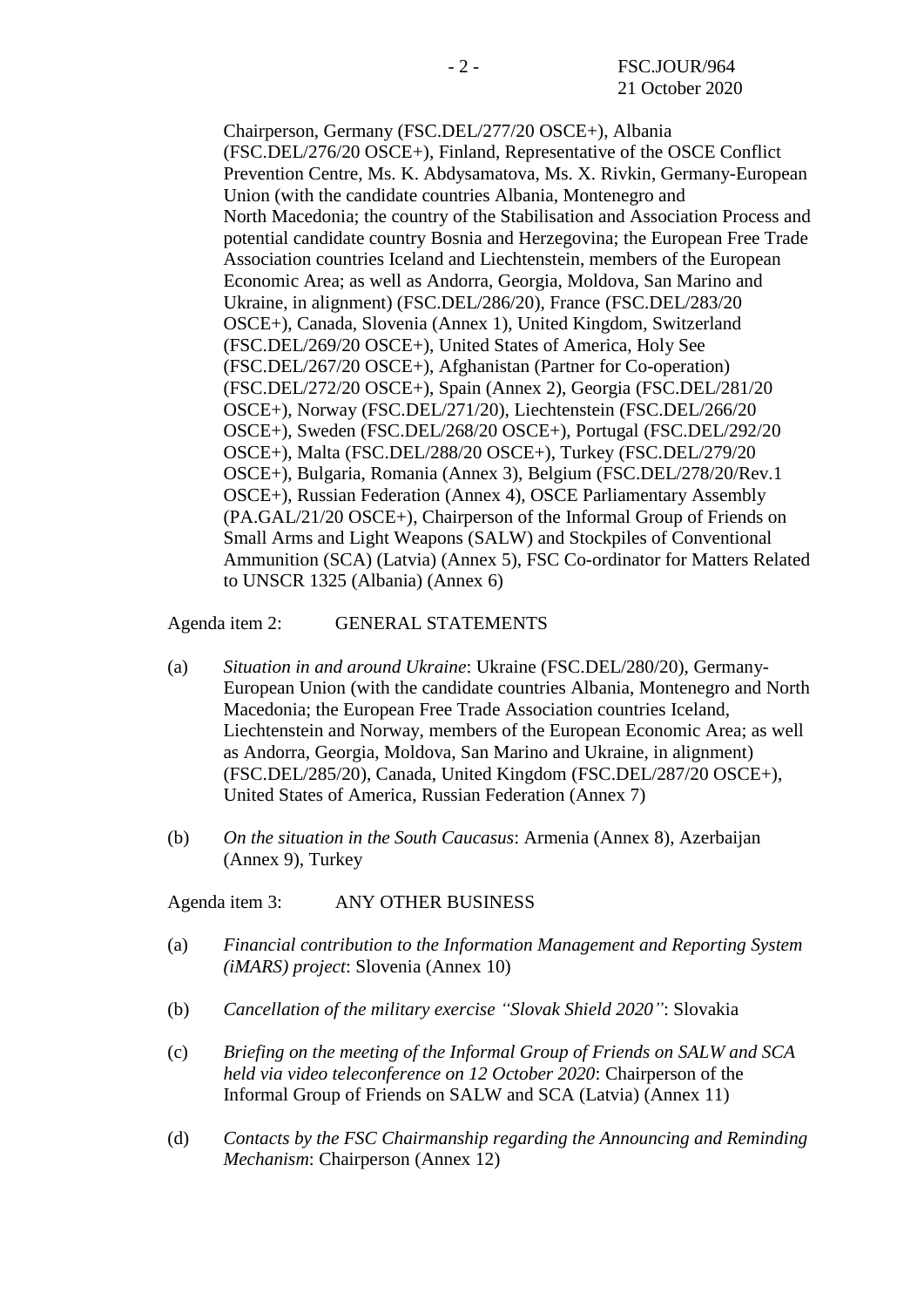Chairperson, Germany (FSC.DEL/277/20 OSCE+), Albania (FSC.DEL/276/20 OSCE+), Finland, Representative of the OSCE Conflict Prevention Centre, Ms. K. Abdysamatova, Ms. X. Rivkin, Germany-European Union (with the candidate countries Albania, Montenegro and North Macedonia; the country of the Stabilisation and Association Process and potential candidate country Bosnia and Herzegovina; the European Free Trade Association countries Iceland and Liechtenstein, members of the European Economic Area; as well as Andorra, Georgia, Moldova, San Marino and Ukraine, in alignment) (FSC.DEL/286/20), France (FSC.DEL/283/20 OSCE+), Canada, Slovenia (Annex 1), United Kingdom, Switzerland (FSC.DEL/269/20 OSCE+), United States of America, Holy See (FSC.DEL/267/20 OSCE+), Afghanistan (Partner for Co-operation) (FSC.DEL/272/20 OSCE+), Spain (Annex 2), Georgia (FSC.DEL/281/20 OSCE+), Norway (FSC.DEL/271/20), Liechtenstein (FSC.DEL/266/20 OSCE+), Sweden (FSC.DEL/268/20 OSCE+), Portugal (FSC.DEL/292/20 OSCE+), Malta (FSC.DEL/288/20 OSCE+), Turkey (FSC.DEL/279/20 OSCE+), Bulgaria, Romania (Annex 3), Belgium (FSC.DEL/278/20/Rev.1 OSCE+), Russian Federation (Annex 4), OSCE Parliamentary Assembly (PA.GAL/21/20 OSCE+), Chairperson of the Informal Group of Friends on Small Arms and Light Weapons (SALW) and Stockpiles of Conventional Ammunition (SCA) (Latvia) (Annex 5), FSC Co-ordinator for Matters Related to UNSCR 1325 (Albania) (Annex 6)

Agenda item 2: GENERAL STATEMENTS

(a) *Situation in and around Ukraine*: Ukraine (FSC.DEL/280/20), Germany-European Union (with the candidate countries Albania, Montenegro and North Macedonia; the European Free Trade Association countries Iceland, Liechtenstein and Norway, members of the European Economic Area; as well as Andorra, Georgia, Moldova, San Marino and Ukraine, in alignment) (FSC.DEL/285/20), Canada, United Kingdom (FSC.DEL/287/20 OSCE+), United States of America, Russian Federation (Annex 7)

(b) *On the situation in the South Caucasus*: Armenia (Annex 8), Azerbaijan (Annex 9), Turkey

Agenda item 3: ANY OTHER BUSINESS

(a) *Financial contribution to the Information Management and Reporting System (iMARS) project*: Slovenia (Annex 10)

(b) *Cancellation of the military exercise "Slovak Shield 2020"*: Slovakia

(c) *Briefing on the meeting of the Informal Group of Friends on SALW and SCA held via video teleconference on 12 October 2020*: Chairperson of the Informal Group of Friends on SALW and SCA (Latvia) (Annex 11)

(d) *Contacts by the FSC Chairmanship regarding the Announcing and Reminding Mechanism*: Chairperson (Annex 12)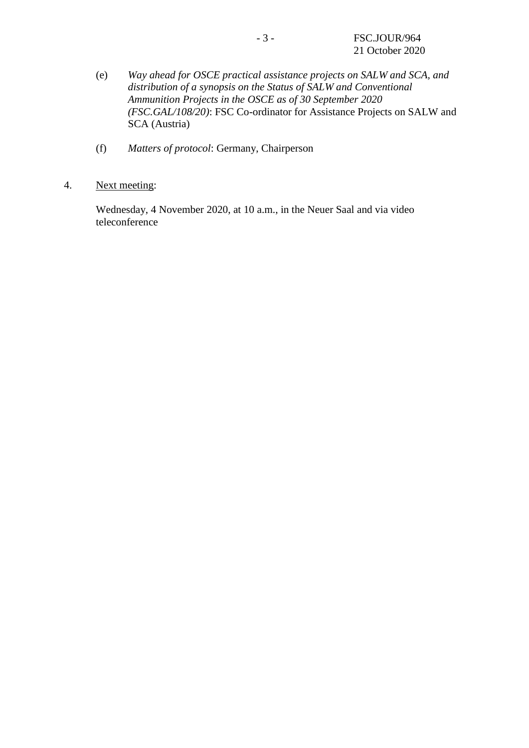(e) *Way ahead for OSCE practical assistance projects on SALW and SCA, and distribution of a synopsis on the Status of SALW and Conventional Ammunition Projects in the OSCE as of 30 September 2020 (FSC.GAL/108/20)*: FSC Co-ordinator for Assistance Projects on SALW and SCA (Austria)

(f) *Matters of protocol*: Germany, Chairperson

4. Next meeting:

Wednesday, 4 November 2020, at 10 a.m., in the Neuer Saal and via video teleconference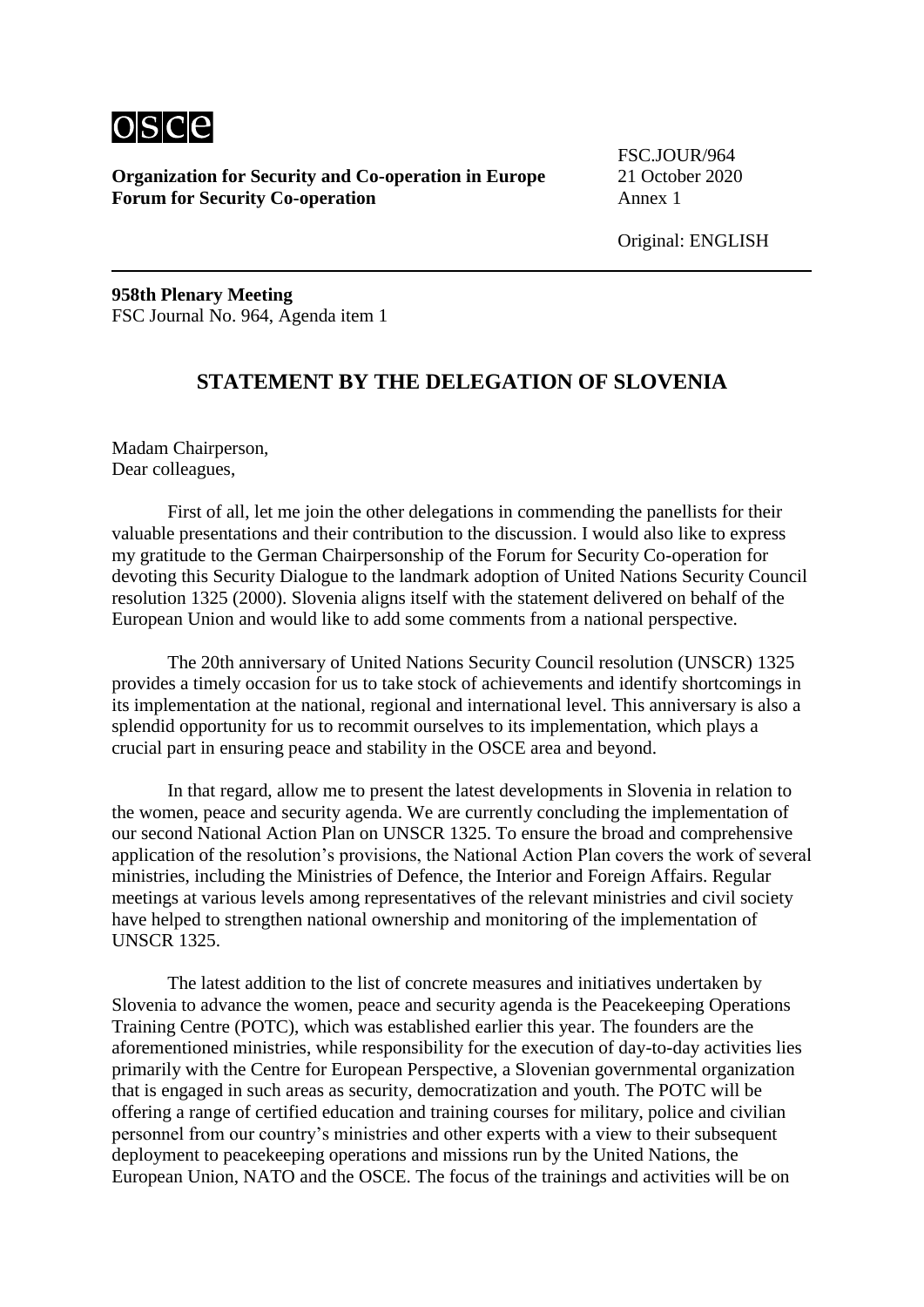**Organization for Security and Co-operation in Europe**
**Forum for Security Co-operation**

FSC.JOUR/964
21 October 2020
Annex 1

Original: ENGLISH

**958th Plenary Meeting**
FSC Journal No. 964, Agenda item 1

## STATEMENT BY THE DELEGATION OF SLOVENIA

Madam Chairperson,
Dear colleagues,

First of all, let me join the other delegations in commending the panellists for their valuable presentations and their contribution to the discussion. I would also like to express my gratitude to the German Chairpersonship of the Forum for Security Co-operation for devoting this Security Dialogue to the landmark adoption of United Nations Security Council resolution 1325 (2000). Slovenia aligns itself with the statement delivered on behalf of the European Union and would like to add some comments from a national perspective.

The 20th anniversary of United Nations Security Council resolution (UNSCR) 1325 provides a timely occasion for us to take stock of achievements and identify shortcomings in its implementation at the national, regional and international level. This anniversary is also a splendid opportunity for us to recommit ourselves to its implementation, which plays a crucial part in ensuring peace and stability in the OSCE area and beyond.

In that regard, allow me to present the latest developments in Slovenia in relation to the women, peace and security agenda. We are currently concluding the implementation of our second National Action Plan on UNSCR 1325. To ensure the broad and comprehensive application of the resolution's provisions, the National Action Plan covers the work of several ministries, including the Ministries of Defence, the Interior and Foreign Affairs. Regular meetings at various levels among representatives of the relevant ministries and civil society have helped to strengthen national ownership and monitoring of the implementation of UNSCR 1325.

The latest addition to the list of concrete measures and initiatives undertaken by Slovenia to advance the women, peace and security agenda is the Peacekeeping Operations Training Centre (POTC), which was established earlier this year. The founders are the aforementioned ministries, while responsibility for the execution of day-to-day activities lies primarily with the Centre for European Perspective, a Slovenian governmental organization that is engaged in such areas as security, democratization and youth. The POTC will be offering a range of certified education and training courses for military, police and civilian personnel from our country's ministries and other experts with a view to their subsequent deployment to peacekeeping operations and missions run by the United Nations, the European Union, NATO and the OSCE. The focus of the trainings and activities will be on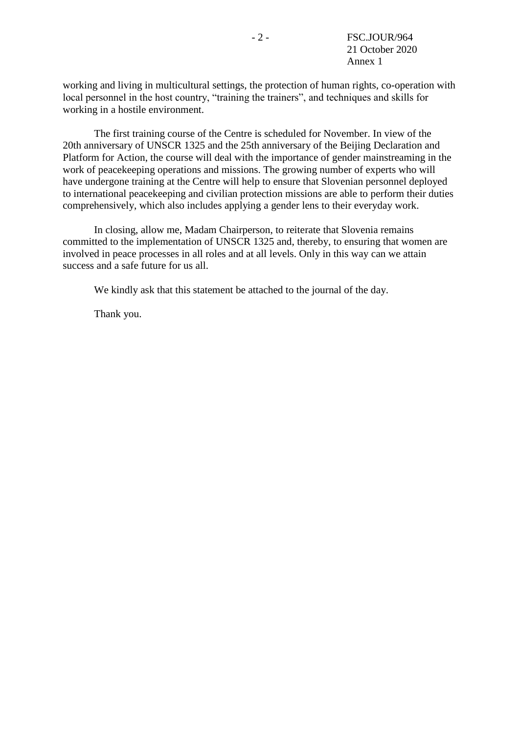working and living in multicultural settings, the protection of human rights, co-operation with local personnel in the host country, “training the trainers”, and techniques and skills for working in a hostile environment.

The first training course of the Centre is scheduled for November. In view of the 20th anniversary of UNSCR 1325 and the 25th anniversary of the Beijing Declaration and Platform for Action, the course will deal with the importance of gender mainstreaming in the work of peacekeeping operations and missions. The growing number of experts who will have undergone training at the Centre will help to ensure that Slovenian personnel deployed to international peacekeeping and civilian protection missions are able to perform their duties comprehensively, which also includes applying a gender lens to their everyday work.

In closing, allow me, Madam Chairperson, to reiterate that Slovenia remains committed to the implementation of UNSCR 1325 and, thereby, to ensuring that women are involved in peace processes in all roles and at all levels. Only in this way can we attain success and a safe future for us all.

We kindly ask that this statement be attached to the journal of the day.

Thank you.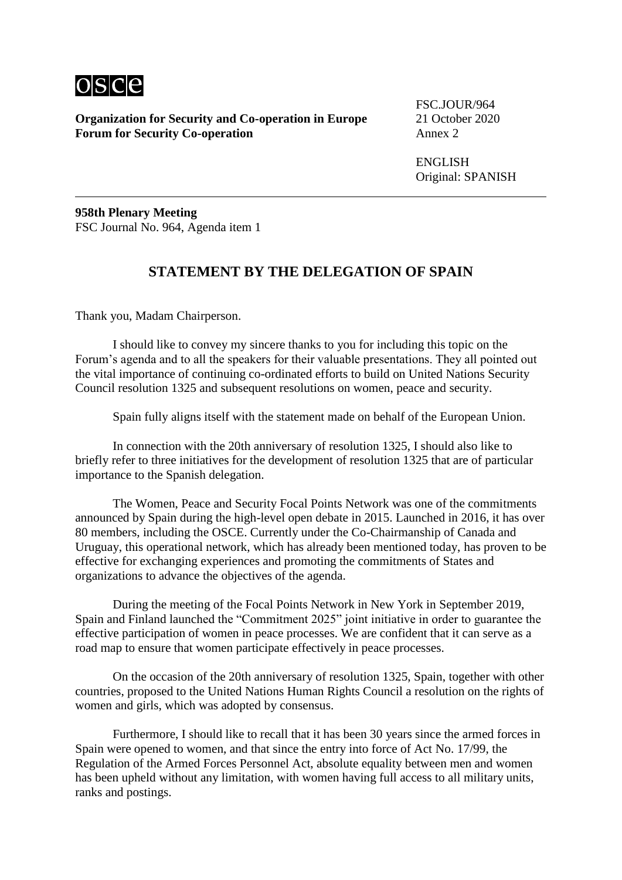osce

**Organization for Security and Co-operation in Europe**
**Forum for Security Co-operation**

FSC.JOUR/964
21 October 2020
Annex 2

ENGLISH
Original: SPANISH

---

**958th Plenary Meeting**
FSC Journal No. 964, Agenda item 1

## STATEMENT BY THE DELEGATION OF SPAIN

Thank you, Madam Chairperson.

I should like to convey my sincere thanks to you for including this topic on the Forum's agenda and to all the speakers for their valuable presentations. They all pointed out the vital importance of continuing co-ordinated efforts to build on United Nations Security Council resolution 1325 and subsequent resolutions on women, peace and security.

Spain fully aligns itself with the statement made on behalf of the European Union.

In connection with the 20th anniversary of resolution 1325, I should also like to briefly refer to three initiatives for the development of resolution 1325 that are of particular importance to the Spanish delegation.

The Women, Peace and Security Focal Points Network was one of the commitments announced by Spain during the high-level open debate in 2015. Launched in 2016, it has over 80 members, including the OSCE. Currently under the Co-Chairmanship of Canada and Uruguay, this operational network, which has already been mentioned today, has proven to be effective for exchanging experiences and promoting the commitments of States and organizations to advance the objectives of the agenda.

During the meeting of the Focal Points Network in New York in September 2019, Spain and Finland launched the "Commitment 2025" joint initiative in order to guarantee the effective participation of women in peace processes. We are confident that it can serve as a road map to ensure that women participate effectively in peace processes.

On the occasion of the 20th anniversary of resolution 1325, Spain, together with other countries, proposed to the United Nations Human Rights Council a resolution on the rights of women and girls, which was adopted by consensus.

Furthermore, I should like to recall that it has been 30 years since the armed forces in Spain were opened to women, and that since the entry into force of Act No. 17/99, the Regulation of the Armed Forces Personnel Act, absolute equality between men and women has been upheld without any limitation, with women having full access to all military units, ranks and postings.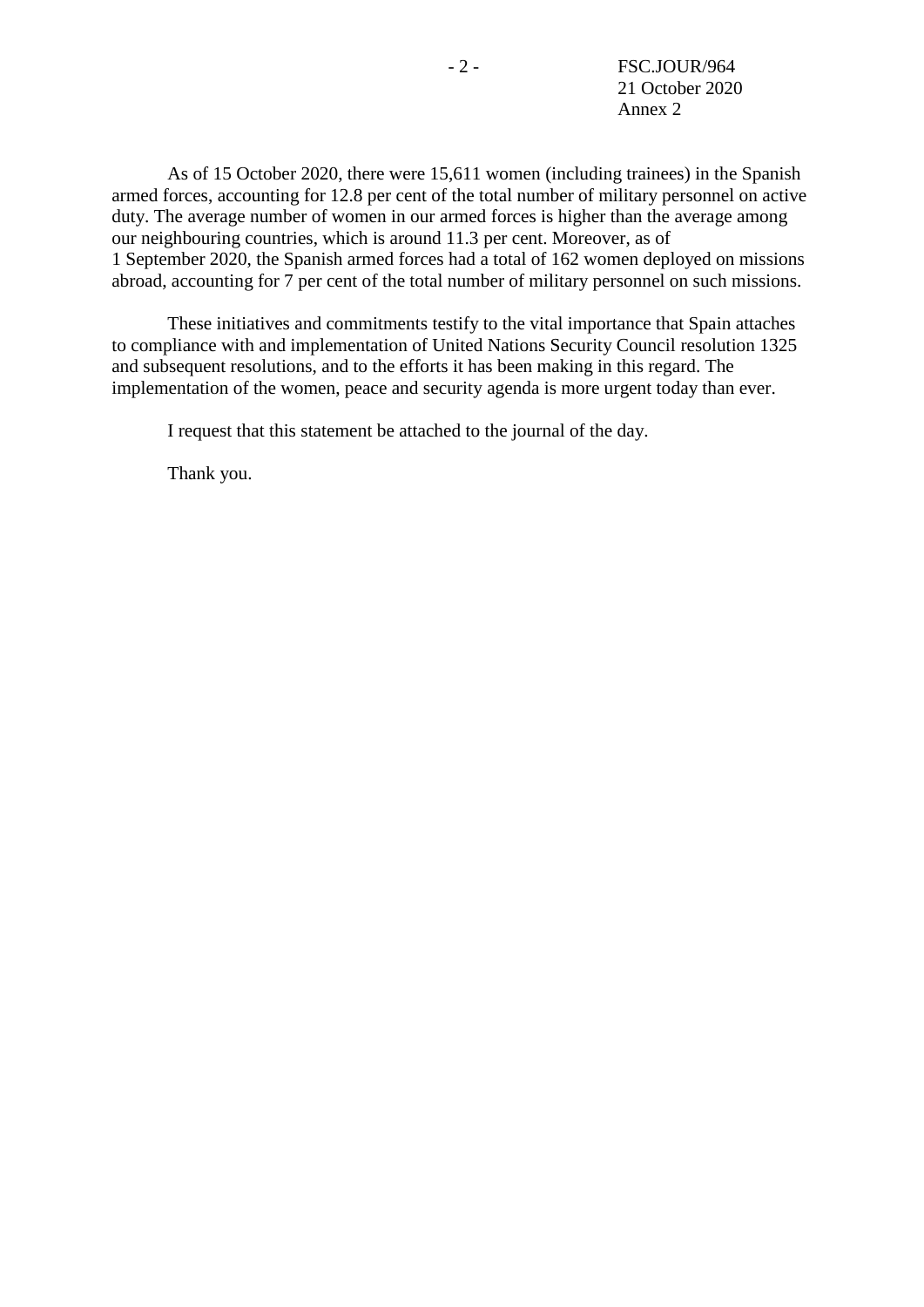As of 15 October 2020, there were 15,611 women (including trainees) in the Spanish armed forces, accounting for 12.8 per cent of the total number of military personnel on active duty. The average number of women in our armed forces is higher than the average among our neighbouring countries, which is around 11.3 per cent. Moreover, as of 1 September 2020, the Spanish armed forces had a total of 162 women deployed on missions abroad, accounting for 7 per cent of the total number of military personnel on such missions.

These initiatives and commitments testify to the vital importance that Spain attaches to compliance with and implementation of United Nations Security Council resolution 1325 and subsequent resolutions, and to the efforts it has been making in this regard. The implementation of the women, peace and security agenda is more urgent today than ever.

I request that this statement be attached to the journal of the day.

Thank you.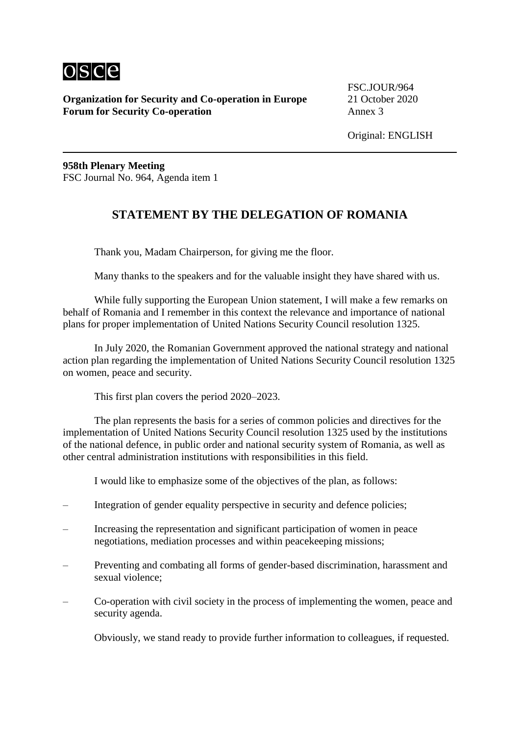**Organization for Security and Co-operation in Europe**
**Forum for Security Co-operation**

FSC.JOUR/964
21 October 2020
Annex 3

Original: ENGLISH

**958th Plenary Meeting**
FSC Journal No. 964, Agenda item 1

## STATEMENT BY THE DELEGATION OF ROMANIA

Thank you, Madam Chairperson, for giving me the floor.

Many thanks to the speakers and for the valuable insight they have shared with us.

While fully supporting the European Union statement, I will make a few remarks on behalf of Romania and I remember in this context the relevance and importance of national plans for proper implementation of United Nations Security Council resolution 1325.

In July 2020, the Romanian Government approved the national strategy and national action plan regarding the implementation of United Nations Security Council resolution 1325 on women, peace and security.

This first plan covers the period 2020–2023.

The plan represents the basis for a series of common policies and directives for the implementation of United Nations Security Council resolution 1325 used by the institutions of the national defence, in public order and national security system of Romania, as well as other central administration institutions with responsibilities in this field.

I would like to emphasize some of the objectives of the plan, as follows:

- Integration of gender equality perspective in security and defence policies;
- Increasing the representation and significant participation of women in peace negotiations, mediation processes and within peacekeeping missions;
- Preventing and combating all forms of gender-based discrimination, harassment and sexual violence;
- Co-operation with civil society in the process of implementing the women, peace and security agenda.

Obviously, we stand ready to provide further information to colleagues, if requested.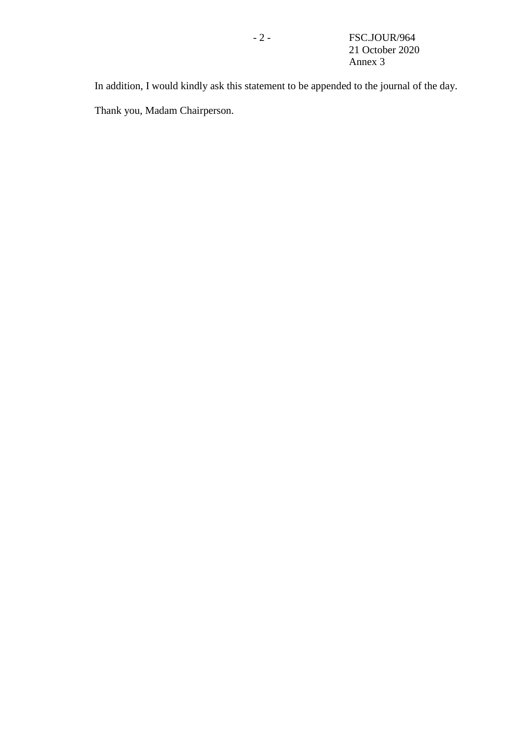In addition, I would kindly ask this statement to be appended to the journal of the day.

Thank you, Madam Chairperson.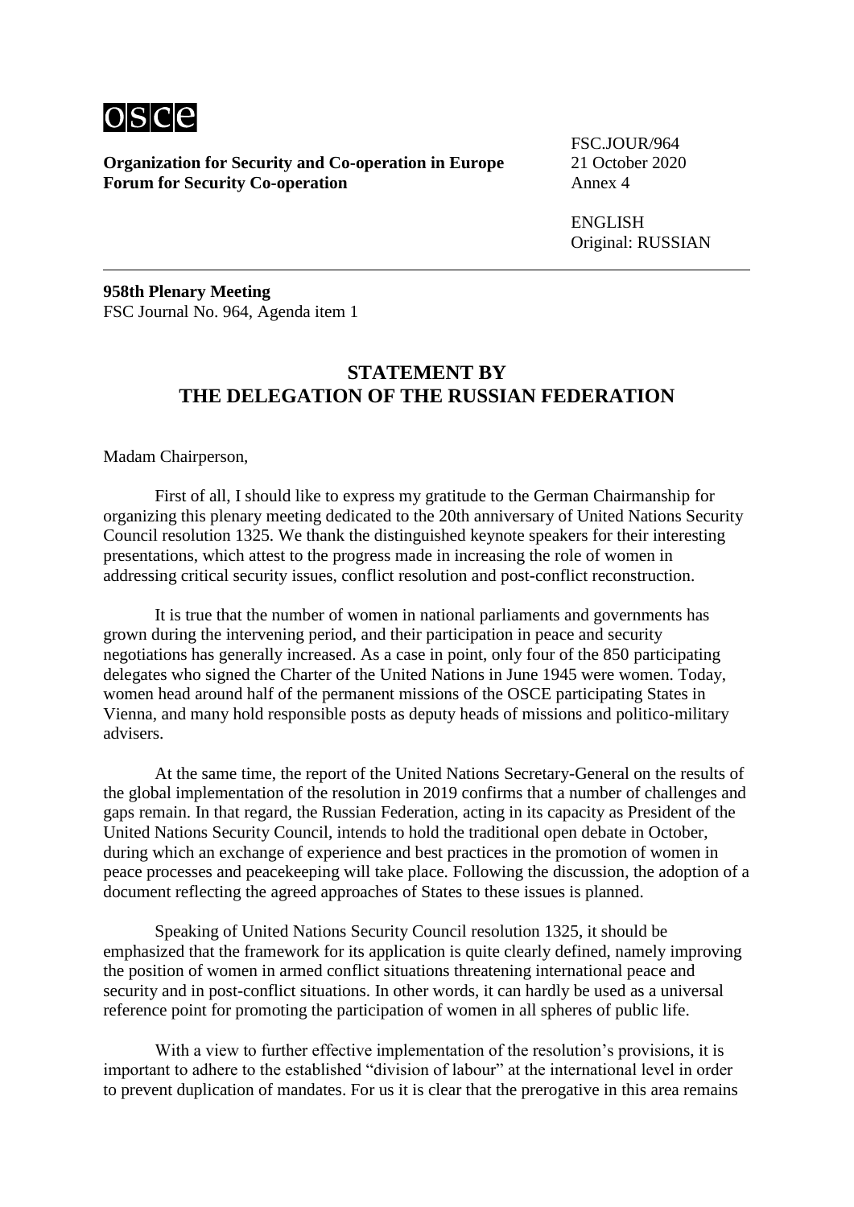**Organization for Security and Co-operation in Europe**
**Forum for Security Co-operation**

FSC.JOUR/964
21 October 2020
Annex 4

ENGLISH
Original: RUSSIAN

**958th Plenary Meeting**
FSC Journal No. 964, Agenda item 1

## STATEMENT BY THE DELEGATION OF THE RUSSIAN FEDERATION

Madam Chairperson,

First of all, I should like to express my gratitude to the German Chairmanship for organizing this plenary meeting dedicated to the 20th anniversary of United Nations Security Council resolution 1325. We thank the distinguished keynote speakers for their interesting presentations, which attest to the progress made in increasing the role of women in addressing critical security issues, conflict resolution and post-conflict reconstruction.

It is true that the number of women in national parliaments and governments has grown during the intervening period, and their participation in peace and security negotiations has generally increased. As a case in point, only four of the 850 participating delegates who signed the Charter of the United Nations in June 1945 were women. Today, women head around half of the permanent missions of the OSCE participating States in Vienna, and many hold responsible posts as deputy heads of missions and politico-military advisers.

At the same time, the report of the United Nations Secretary-General on the results of the global implementation of the resolution in 2019 confirms that a number of challenges and gaps remain. In that regard, the Russian Federation, acting in its capacity as President of the United Nations Security Council, intends to hold the traditional open debate in October, during which an exchange of experience and best practices in the promotion of women in peace processes and peacekeeping will take place. Following the discussion, the adoption of a document reflecting the agreed approaches of States to these issues is planned.

Speaking of United Nations Security Council resolution 1325, it should be emphasized that the framework for its application is quite clearly defined, namely improving the position of women in armed conflict situations threatening international peace and security and in post-conflict situations. In other words, it can hardly be used as a universal reference point for promoting the participation of women in all spheres of public life.

With a view to further effective implementation of the resolution's provisions, it is important to adhere to the established "division of labour" at the international level in order to prevent duplication of mandates. For us it is clear that the prerogative in this area remains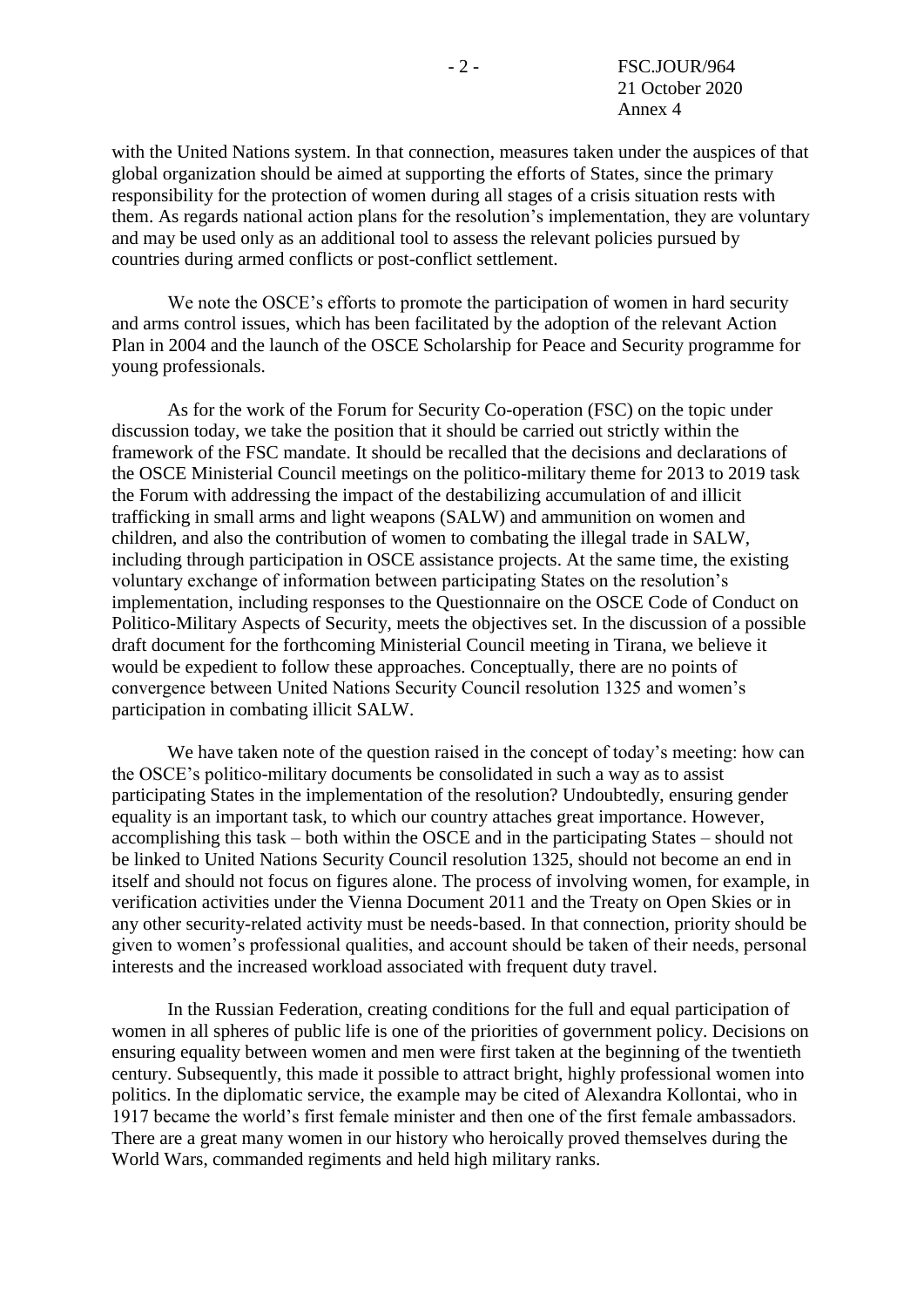with the United Nations system. In that connection, measures taken under the auspices of that global organization should be aimed at supporting the efforts of States, since the primary responsibility for the protection of women during all stages of a crisis situation rests with them. As regards national action plans for the resolution's implementation, they are voluntary and may be used only as an additional tool to assess the relevant policies pursued by countries during armed conflicts or post-conflict settlement.

We note the OSCE's efforts to promote the participation of women in hard security and arms control issues, which has been facilitated by the adoption of the relevant Action Plan in 2004 and the launch of the OSCE Scholarship for Peace and Security programme for young professionals.

As for the work of the Forum for Security Co-operation (FSC) on the topic under discussion today, we take the position that it should be carried out strictly within the framework of the FSC mandate. It should be recalled that the decisions and declarations of the OSCE Ministerial Council meetings on the politico-military theme for 2013 to 2019 task the Forum with addressing the impact of the destabilizing accumulation of and illicit trafficking in small arms and light weapons (SALW) and ammunition on women and children, and also the contribution of women to combating the illegal trade in SALW, including through participation in OSCE assistance projects. At the same time, the existing voluntary exchange of information between participating States on the resolution's implementation, including responses to the Questionnaire on the OSCE Code of Conduct on Politico-Military Aspects of Security, meets the objectives set. In the discussion of a possible draft document for the forthcoming Ministerial Council meeting in Tirana, we believe it would be expedient to follow these approaches. Conceptually, there are no points of convergence between United Nations Security Council resolution 1325 and women's participation in combating illicit SALW.

We have taken note of the question raised in the concept of today's meeting: how can the OSCE's politico-military documents be consolidated in such a way as to assist participating States in the implementation of the resolution? Undoubtedly, ensuring gender equality is an important task, to which our country attaches great importance. However, accomplishing this task – both within the OSCE and in the participating States – should not be linked to United Nations Security Council resolution 1325, should not become an end in itself and should not focus on figures alone. The process of involving women, for example, in verification activities under the Vienna Document 2011 and the Treaty on Open Skies or in any other security-related activity must be needs-based. In that connection, priority should be given to women's professional qualities, and account should be taken of their needs, personal interests and the increased workload associated with frequent duty travel.

In the Russian Federation, creating conditions for the full and equal participation of women in all spheres of public life is one of the priorities of government policy. Decisions on ensuring equality between women and men were first taken at the beginning of the twentieth century. Subsequently, this made it possible to attract bright, highly professional women into politics. In the diplomatic service, the example may be cited of Alexandra Kollontai, who in 1917 became the world's first female minister and then one of the first female ambassadors. There are a great many women in our history who heroically proved themselves during the World Wars, commanded regiments and held high military ranks.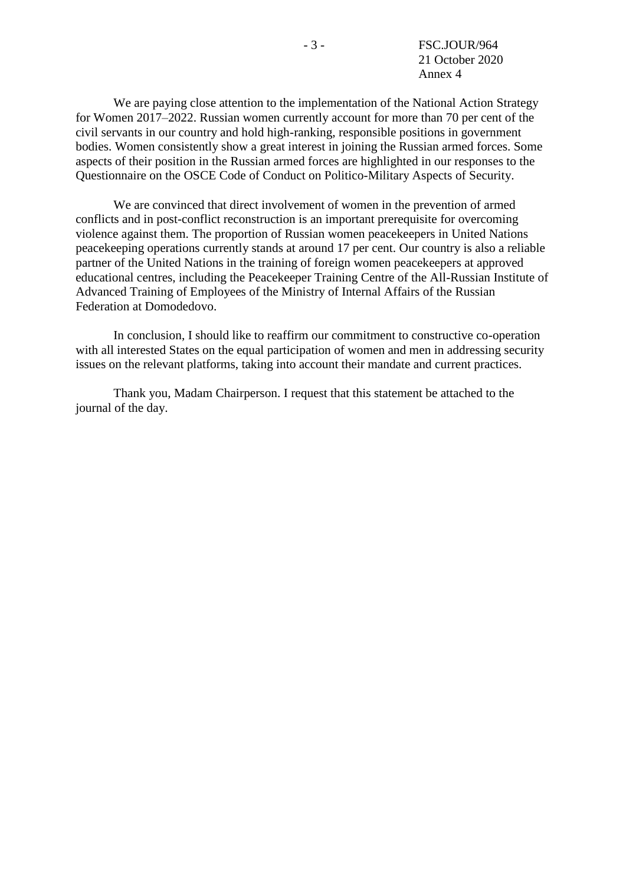We are paying close attention to the implementation of the National Action Strategy for Women 2017–2022. Russian women currently account for more than 70 per cent of the civil servants in our country and hold high-ranking, responsible positions in government bodies. Women consistently show a great interest in joining the Russian armed forces. Some aspects of their position in the Russian armed forces are highlighted in our responses to the Questionnaire on the OSCE Code of Conduct on Politico-Military Aspects of Security.

We are convinced that direct involvement of women in the prevention of armed conflicts and in post-conflict reconstruction is an important prerequisite for overcoming violence against them. The proportion of Russian women peacekeepers in United Nations peacekeeping operations currently stands at around 17 per cent. Our country is also a reliable partner of the United Nations in the training of foreign women peacekeepers at approved educational centres, including the Peacekeeper Training Centre of the All-Russian Institute of Advanced Training of Employees of the Ministry of Internal Affairs of the Russian Federation at Domodedovo.

In conclusion, I should like to reaffirm our commitment to constructive co-operation with all interested States on the equal participation of women and men in addressing security issues on the relevant platforms, taking into account their mandate and current practices.

Thank you, Madam Chairperson. I request that this statement be attached to the journal of the day.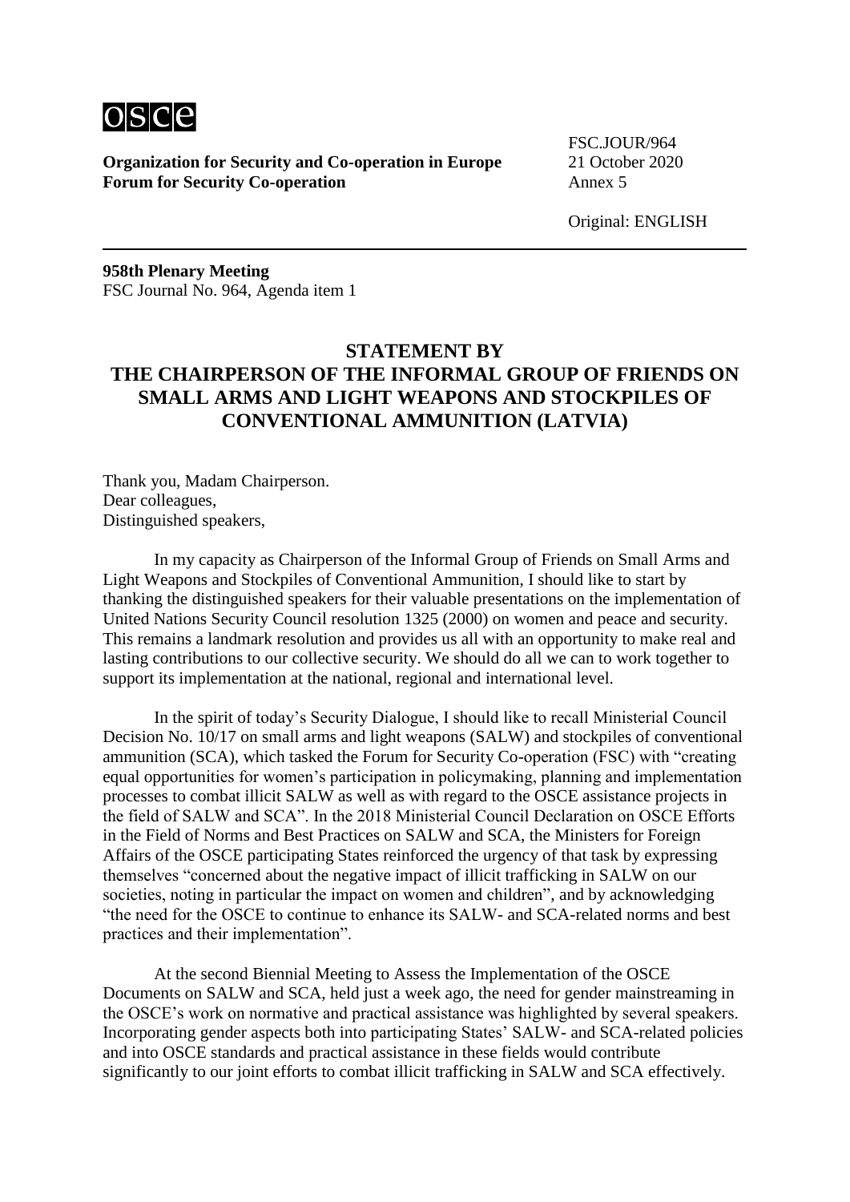**Organization for Security and Co-operation in Europe**
**Forum for Security Co-operation**

FSC.JOUR/964
21 October 2020
Annex 5

Original: ENGLISH

**958th Plenary Meeting**
FSC Journal No. 964, Agenda item 1

## STATEMENT BY THE CHAIRPERSON OF THE INFORMAL GROUP OF FRIENDS ON SMALL ARMS AND LIGHT WEAPONS AND STOCKPILES OF CONVENTIONAL AMMUNITION (LATVIA)

Thank you, Madam Chairperson.
Dear colleagues,
Distinguished speakers,

In my capacity as Chairperson of the Informal Group of Friends on Small Arms and Light Weapons and Stockpiles of Conventional Ammunition, I should like to start by thanking the distinguished speakers for their valuable presentations on the implementation of United Nations Security Council resolution 1325 (2000) on women and peace and security. This remains a landmark resolution and provides us all with an opportunity to make real and lasting contributions to our collective security. We should do all we can to work together to support its implementation at the national, regional and international level.

In the spirit of today's Security Dialogue, I should like to recall Ministerial Council Decision No. 10/17 on small arms and light weapons (SALW) and stockpiles of conventional ammunition (SCA), which tasked the Forum for Security Co-operation (FSC) with "creating equal opportunities for women's participation in policymaking, planning and implementation processes to combat illicit SALW as well as with regard to the OSCE assistance projects in the field of SALW and SCA". In the 2018 Ministerial Council Declaration on OSCE Efforts in the Field of Norms and Best Practices on SALW and SCA, the Ministers for Foreign Affairs of the OSCE participating States reinforced the urgency of that task by expressing themselves "concerned about the negative impact of illicit trafficking in SALW on our societies, noting in particular the impact on women and children", and by acknowledging "the need for the OSCE to continue to enhance its SALW- and SCA-related norms and best practices and their implementation".

At the second Biennial Meeting to Assess the Implementation of the OSCE Documents on SALW and SCA, held just a week ago, the need for gender mainstreaming in the OSCE's work on normative and practical assistance was highlighted by several speakers. Incorporating gender aspects both into participating States' SALW- and SCA-related policies and into OSCE standards and practical assistance in these fields would contribute significantly to our joint efforts to combat illicit trafficking in SALW and SCA effectively.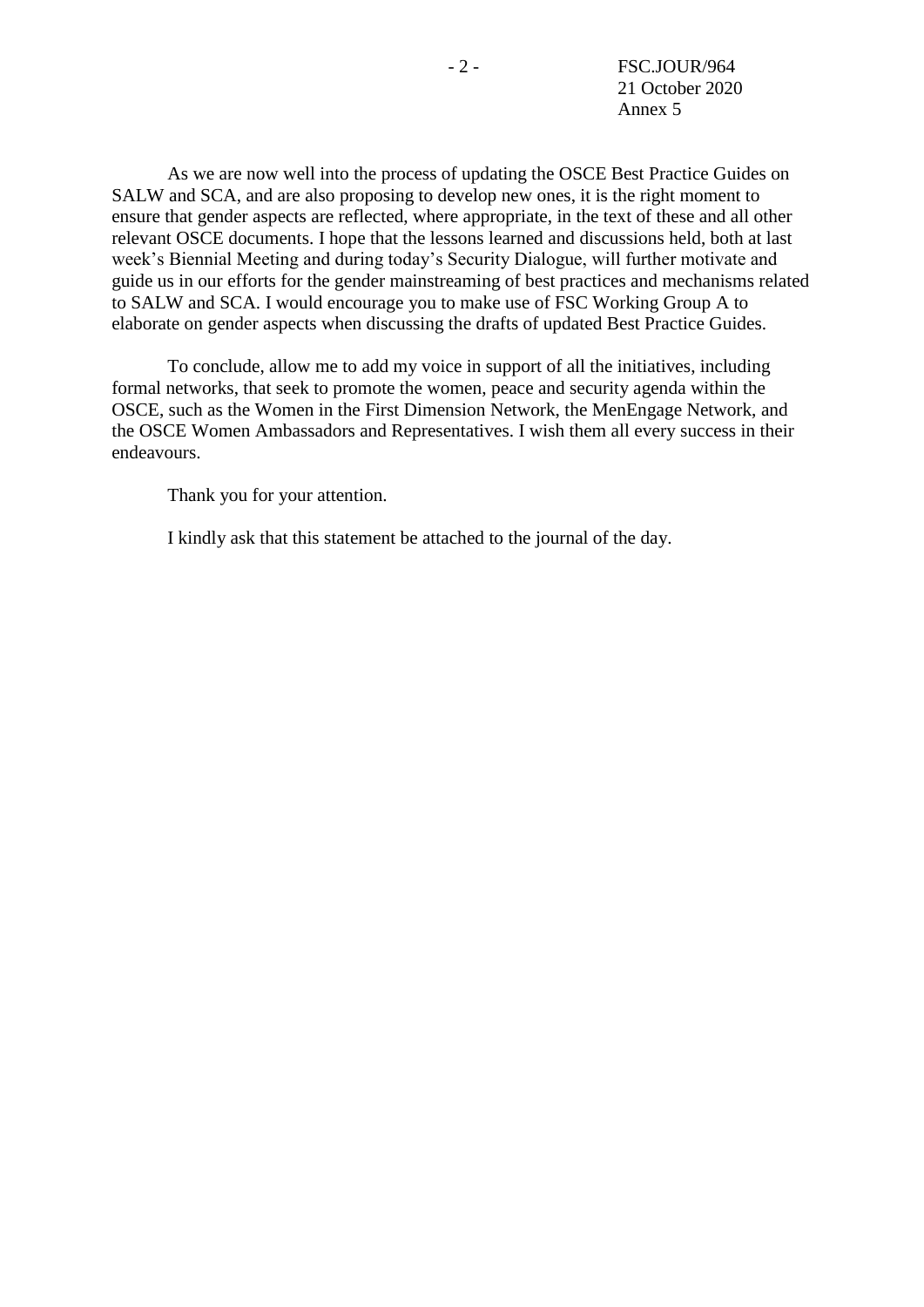As we are now well into the process of updating the OSCE Best Practice Guides on SALW and SCA, and are also proposing to develop new ones, it is the right moment to ensure that gender aspects are reflected, where appropriate, in the text of these and all other relevant OSCE documents. I hope that the lessons learned and discussions held, both at last week's Biennial Meeting and during today's Security Dialogue, will further motivate and guide us in our efforts for the gender mainstreaming of best practices and mechanisms related to SALW and SCA. I would encourage you to make use of FSC Working Group A to elaborate on gender aspects when discussing the drafts of updated Best Practice Guides.

To conclude, allow me to add my voice in support of all the initiatives, including formal networks, that seek to promote the women, peace and security agenda within the OSCE, such as the Women in the First Dimension Network, the MenEngage Network, and the OSCE Women Ambassadors and Representatives. I wish them all every success in their endeavours.

Thank you for your attention.

I kindly ask that this statement be attached to the journal of the day.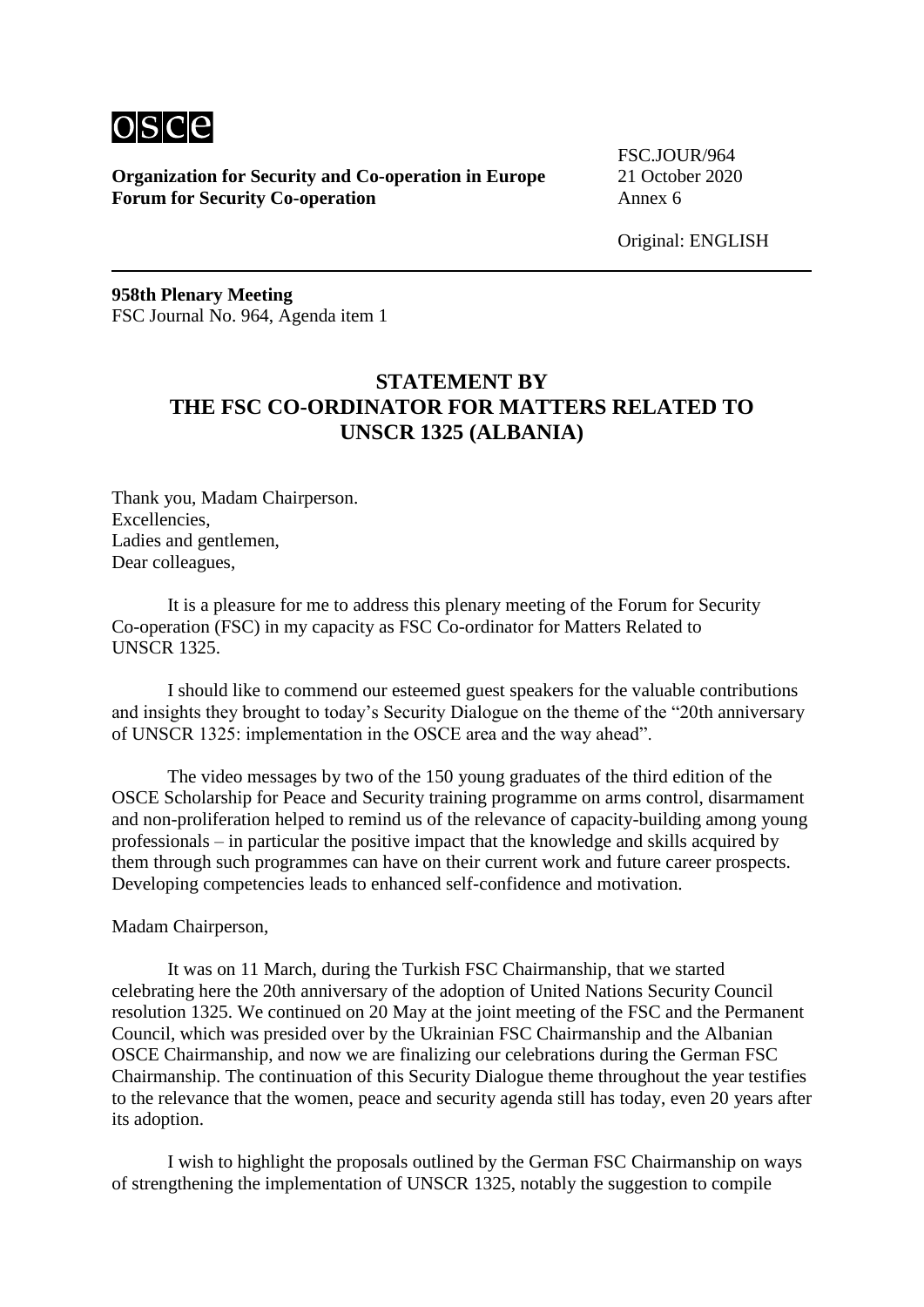osce

**Organization for Security and Co-operation in Europe**
**Forum for Security Co-operation**

FSC.JOUR/964
21 October 2020
Annex 6

Original: ENGLISH

**958th Plenary Meeting**
FSC Journal No. 964, Agenda item 1

## STATEMENT BY THE FSC CO-ORDINATOR FOR MATTERS RELATED TO UNSCR 1325 (ALBANIA)

Thank you, Madam Chairperson.
Excellencies,
Ladies and gentlemen,
Dear colleagues,

It is a pleasure for me to address this plenary meeting of the Forum for Security Co-operation (FSC) in my capacity as FSC Co-ordinator for Matters Related to UNSCR 1325.

I should like to commend our esteemed guest speakers for the valuable contributions and insights they brought to today's Security Dialogue on the theme of the "20th anniversary of UNSCR 1325: implementation in the OSCE area and the way ahead".

The video messages by two of the 150 young graduates of the third edition of the OSCE Scholarship for Peace and Security training programme on arms control, disarmament and non-proliferation helped to remind us of the relevance of capacity-building among young professionals – in particular the positive impact that the knowledge and skills acquired by them through such programmes can have on their current work and future career prospects. Developing competencies leads to enhanced self-confidence and motivation.

Madam Chairperson,

It was on 11 March, during the Turkish FSC Chairmanship, that we started celebrating here the 20th anniversary of the adoption of United Nations Security Council resolution 1325. We continued on 20 May at the joint meeting of the FSC and the Permanent Council, which was presided over by the Ukrainian FSC Chairmanship and the Albanian OSCE Chairmanship, and now we are finalizing our celebrations during the German FSC Chairmanship. The continuation of this Security Dialogue theme throughout the year testifies to the relevance that the women, peace and security agenda still has today, even 20 years after its adoption.

I wish to highlight the proposals outlined by the German FSC Chairmanship on ways of strengthening the implementation of UNSCR 1325, notably the suggestion to compile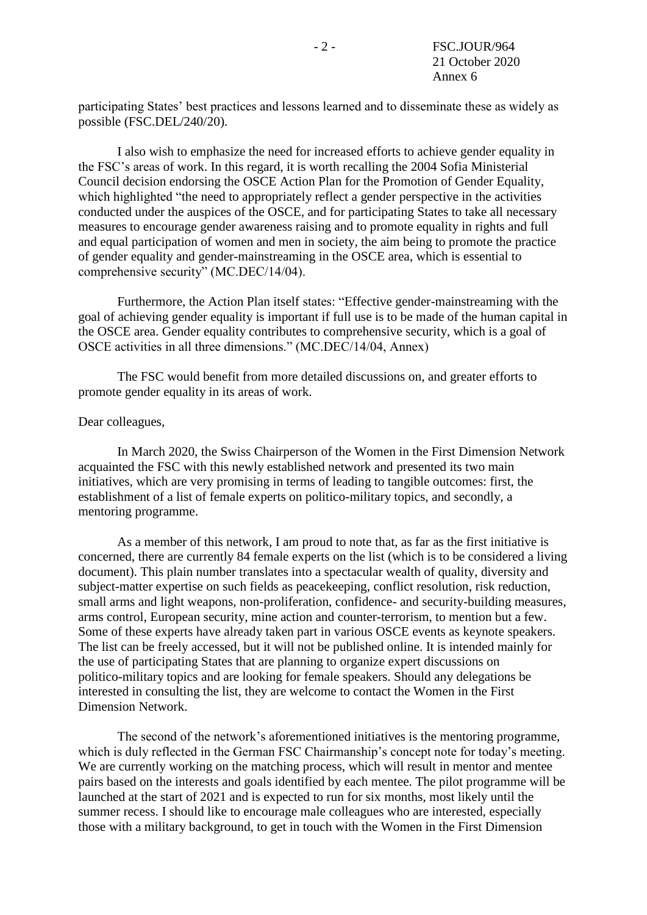participating States' best practices and lessons learned and to disseminate these as widely as possible (FSC.DEL/240/20).

I also wish to emphasize the need for increased efforts to achieve gender equality in the FSC's areas of work. In this regard, it is worth recalling the 2004 Sofia Ministerial Council decision endorsing the OSCE Action Plan for the Promotion of Gender Equality, which highlighted "the need to appropriately reflect a gender perspective in the activities conducted under the auspices of the OSCE, and for participating States to take all necessary measures to encourage gender awareness raising and to promote equality in rights and full and equal participation of women and men in society, the aim being to promote the practice of gender equality and gender-mainstreaming in the OSCE area, which is essential to comprehensive security" (MC.DEC/14/04).

Furthermore, the Action Plan itself states: "Effective gender-mainstreaming with the goal of achieving gender equality is important if full use is to be made of the human capital in the OSCE area. Gender equality contributes to comprehensive security, which is a goal of OSCE activities in all three dimensions." (MC.DEC/14/04, Annex)

The FSC would benefit from more detailed discussions on, and greater efforts to promote gender equality in its areas of work.

Dear colleagues,

In March 2020, the Swiss Chairperson of the Women in the First Dimension Network acquainted the FSC with this newly established network and presented its two main initiatives, which are very promising in terms of leading to tangible outcomes: first, the establishment of a list of female experts on politico-military topics, and secondly, a mentoring programme.

As a member of this network, I am proud to note that, as far as the first initiative is concerned, there are currently 84 female experts on the list (which is to be considered a living document). This plain number translates into a spectacular wealth of quality, diversity and subject-matter expertise on such fields as peacekeeping, conflict resolution, risk reduction, small arms and light weapons, non-proliferation, confidence- and security-building measures, arms control, European security, mine action and counter-terrorism, to mention but a few. Some of these experts have already taken part in various OSCE events as keynote speakers. The list can be freely accessed, but it will not be published online. It is intended mainly for the use of participating States that are planning to organize expert discussions on politico-military topics and are looking for female speakers. Should any delegations be interested in consulting the list, they are welcome to contact the Women in the First Dimension Network.

The second of the network's aforementioned initiatives is the mentoring programme, which is duly reflected in the German FSC Chairmanship's concept note for today's meeting. We are currently working on the matching process, which will result in mentor and mentee pairs based on the interests and goals identified by each mentee. The pilot programme will be launched at the start of 2021 and is expected to run for six months, most likely until the summer recess. I should like to encourage male colleagues who are interested, especially those with a military background, to get in touch with the Women in the First Dimension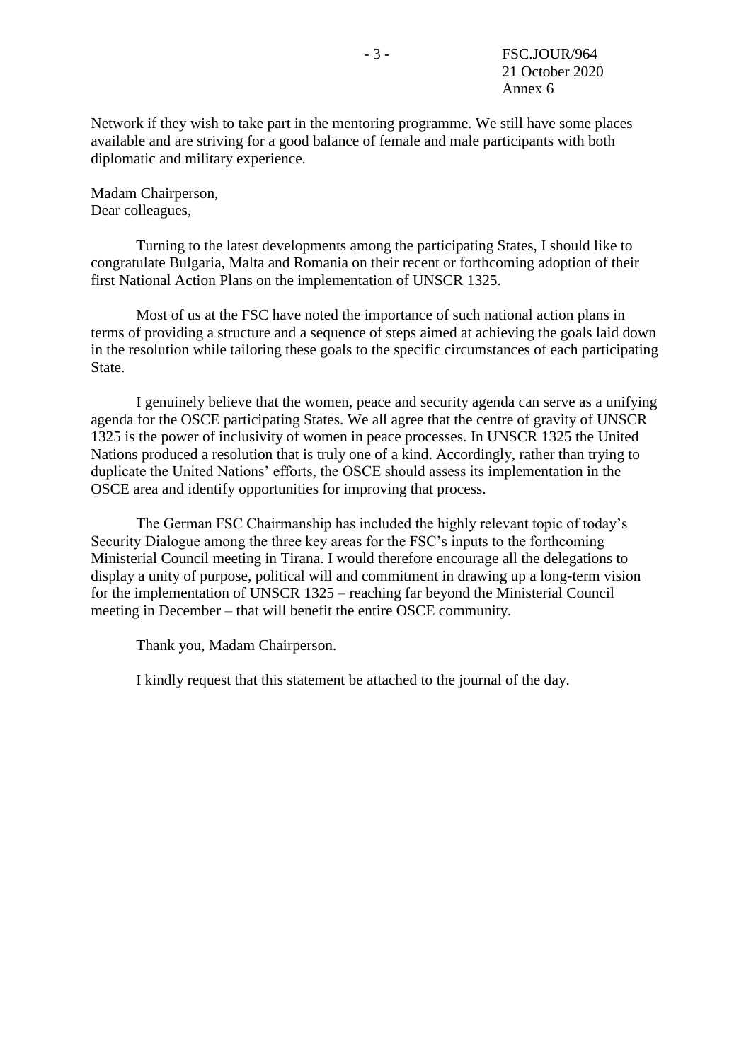Network if they wish to take part in the mentoring programme. We still have some places available and are striving for a good balance of female and male participants with both diplomatic and military experience.

Madam Chairperson,
Dear colleagues,

Turning to the latest developments among the participating States, I should like to congratulate Bulgaria, Malta and Romania on their recent or forthcoming adoption of their first National Action Plans on the implementation of UNSCR 1325.

Most of us at the FSC have noted the importance of such national action plans in terms of providing a structure and a sequence of steps aimed at achieving the goals laid down in the resolution while tailoring these goals to the specific circumstances of each participating State.

I genuinely believe that the women, peace and security agenda can serve as a unifying agenda for the OSCE participating States. We all agree that the centre of gravity of UNSCR 1325 is the power of inclusivity of women in peace processes. In UNSCR 1325 the United Nations produced a resolution that is truly one of a kind. Accordingly, rather than trying to duplicate the United Nations' efforts, the OSCE should assess its implementation in the OSCE area and identify opportunities for improving that process.

The German FSC Chairmanship has included the highly relevant topic of today's Security Dialogue among the three key areas for the FSC's inputs to the forthcoming Ministerial Council meeting in Tirana. I would therefore encourage all the delegations to display a unity of purpose, political will and commitment in drawing up a long-term vision for the implementation of UNSCR 1325 – reaching far beyond the Ministerial Council meeting in December – that will benefit the entire OSCE community.

Thank you, Madam Chairperson.

I kindly request that this statement be attached to the journal of the day.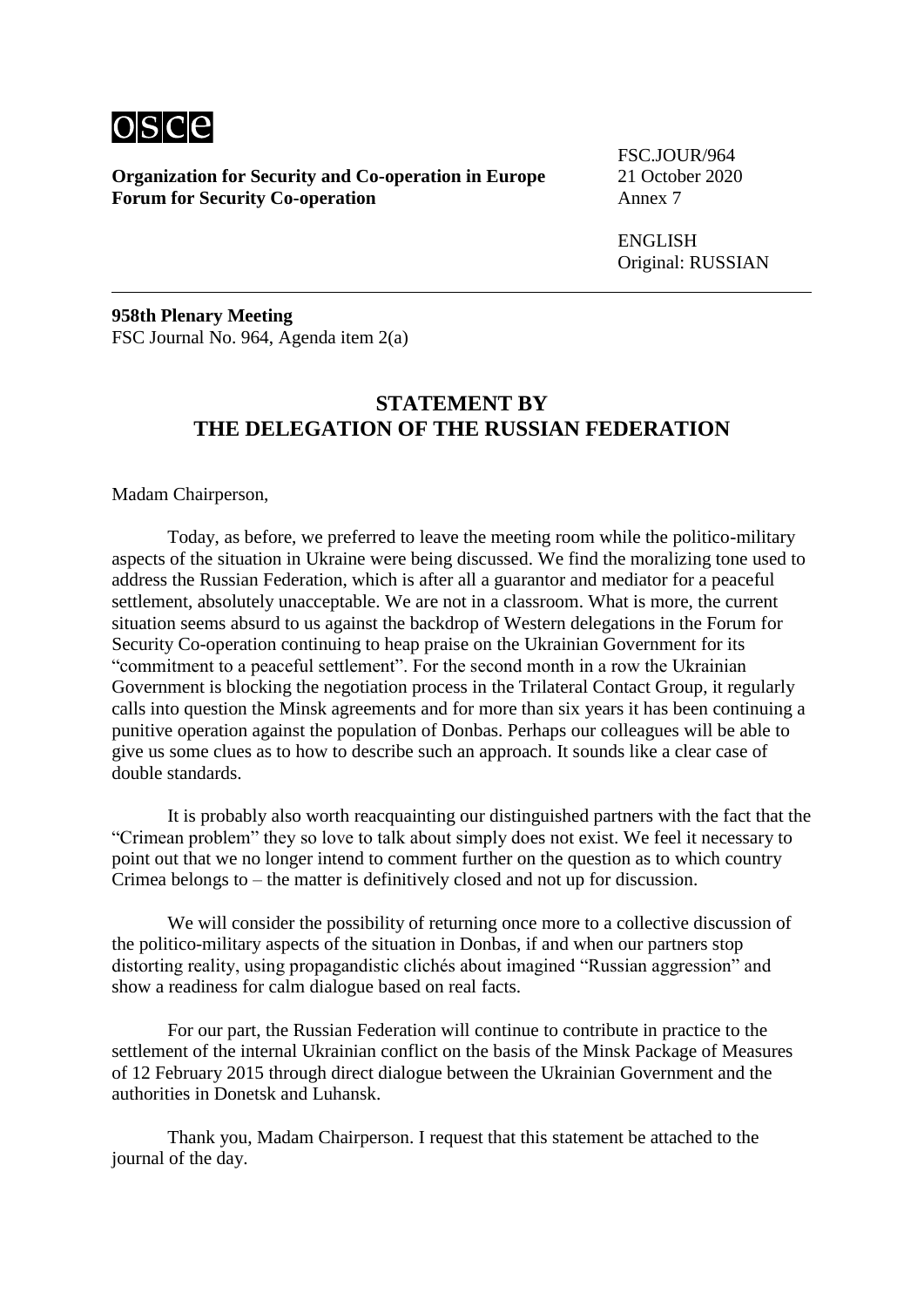**Organization for Security and Co-operation in Europe**
**Forum for Security Co-operation**

FSC.JOUR/964
21 October 2020
Annex 7

ENGLISH
Original: RUSSIAN

---

**958th Plenary Meeting**
FSC Journal No. 964, Agenda item 2(a)

## STATEMENT BY THE DELEGATION OF THE RUSSIAN FEDERATION

Madam Chairperson,

Today, as before, we preferred to leave the meeting room while the politico-military aspects of the situation in Ukraine were being discussed. We find the moralizing tone used to address the Russian Federation, which is after all a guarantor and mediator for a peaceful settlement, absolutely unacceptable. We are not in a classroom. What is more, the current situation seems absurd to us against the backdrop of Western delegations in the Forum for Security Co-operation continuing to heap praise on the Ukrainian Government for its "commitment to a peaceful settlement". For the second month in a row the Ukrainian Government is blocking the negotiation process in the Trilateral Contact Group, it regularly calls into question the Minsk agreements and for more than six years it has been continuing a punitive operation against the population of Donbas. Perhaps our colleagues will be able to give us some clues as to how to describe such an approach. It sounds like a clear case of double standards.

It is probably also worth reacquainting our distinguished partners with the fact that the "Crimean problem" they so love to talk about simply does not exist. We feel it necessary to point out that we no longer intend to comment further on the question as to which country Crimea belongs to – the matter is definitively closed and not up for discussion.

We will consider the possibility of returning once more to a collective discussion of the politico-military aspects of the situation in Donbas, if and when our partners stop distorting reality, using propagandistic clichés about imagined "Russian aggression" and show a readiness for calm dialogue based on real facts.

For our part, the Russian Federation will continue to contribute in practice to the settlement of the internal Ukrainian conflict on the basis of the Minsk Package of Measures of 12 February 2015 through direct dialogue between the Ukrainian Government and the authorities in Donetsk and Luhansk.

Thank you, Madam Chairperson. I request that this statement be attached to the journal of the day.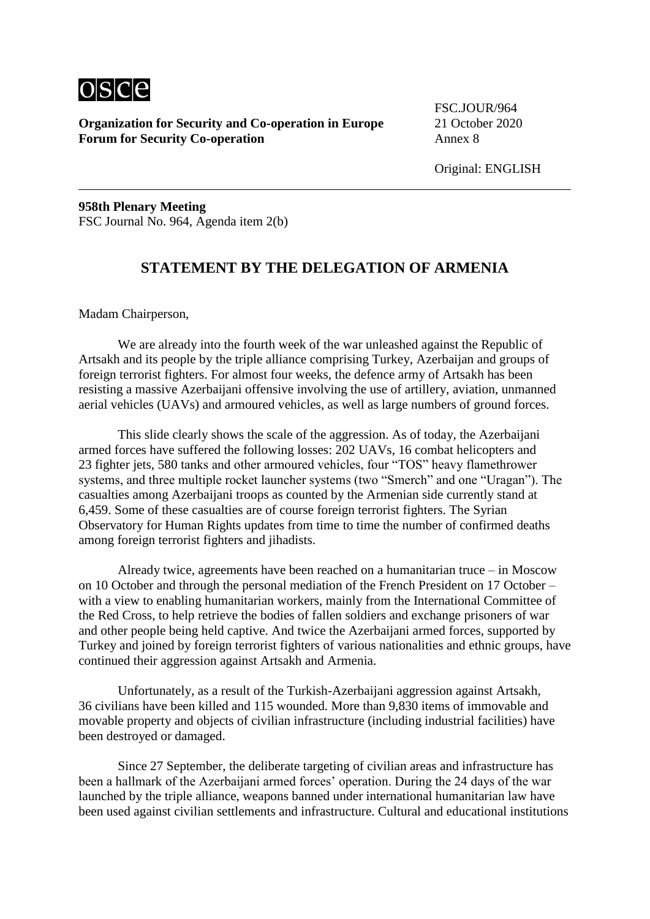**Organization for Security and Co-operation in Europe**
**Forum for Security Co-operation**

FSC.JOUR/964
21 October 2020
Annex 8

Original: ENGLISH

**958th Plenary Meeting**
FSC Journal No. 964, Agenda item 2(b)

## STATEMENT BY THE DELEGATION OF ARMENIA

Madam Chairperson,

We are already into the fourth week of the war unleashed against the Republic of Artsakh and its people by the triple alliance comprising Turkey, Azerbaijan and groups of foreign terrorist fighters. For almost four weeks, the defence army of Artsakh has been resisting a massive Azerbaijani offensive involving the use of artillery, aviation, unmanned aerial vehicles (UAVs) and armoured vehicles, as well as large numbers of ground forces.

This slide clearly shows the scale of the aggression. As of today, the Azerbaijani armed forces have suffered the following losses: 202 UAVs, 16 combat helicopters and 23 fighter jets, 580 tanks and other armoured vehicles, four "TOS" heavy flamethrower systems, and three multiple rocket launcher systems (two "Smerch" and one "Uragan"). The casualties among Azerbaijani troops as counted by the Armenian side currently stand at 6,459. Some of these casualties are of course foreign terrorist fighters. The Syrian Observatory for Human Rights updates from time to time the number of confirmed deaths among foreign terrorist fighters and jihadists.

Already twice, agreements have been reached on a humanitarian truce – in Moscow on 10 October and through the personal mediation of the French President on 17 October – with a view to enabling humanitarian workers, mainly from the International Committee of the Red Cross, to help retrieve the bodies of fallen soldiers and exchange prisoners of war and other people being held captive. And twice the Azerbaijani armed forces, supported by Turkey and joined by foreign terrorist fighters of various nationalities and ethnic groups, have continued their aggression against Artsakh and Armenia.

Unfortunately, as a result of the Turkish-Azerbaijani aggression against Artsakh, 36 civilians have been killed and 115 wounded. More than 9,830 items of immovable and movable property and objects of civilian infrastructure (including industrial facilities) have been destroyed or damaged.

Since 27 September, the deliberate targeting of civilian areas and infrastructure has been a hallmark of the Azerbaijani armed forces' operation. During the 24 days of the war launched by the triple alliance, weapons banned under international humanitarian law have been used against civilian settlements and infrastructure. Cultural and educational institutions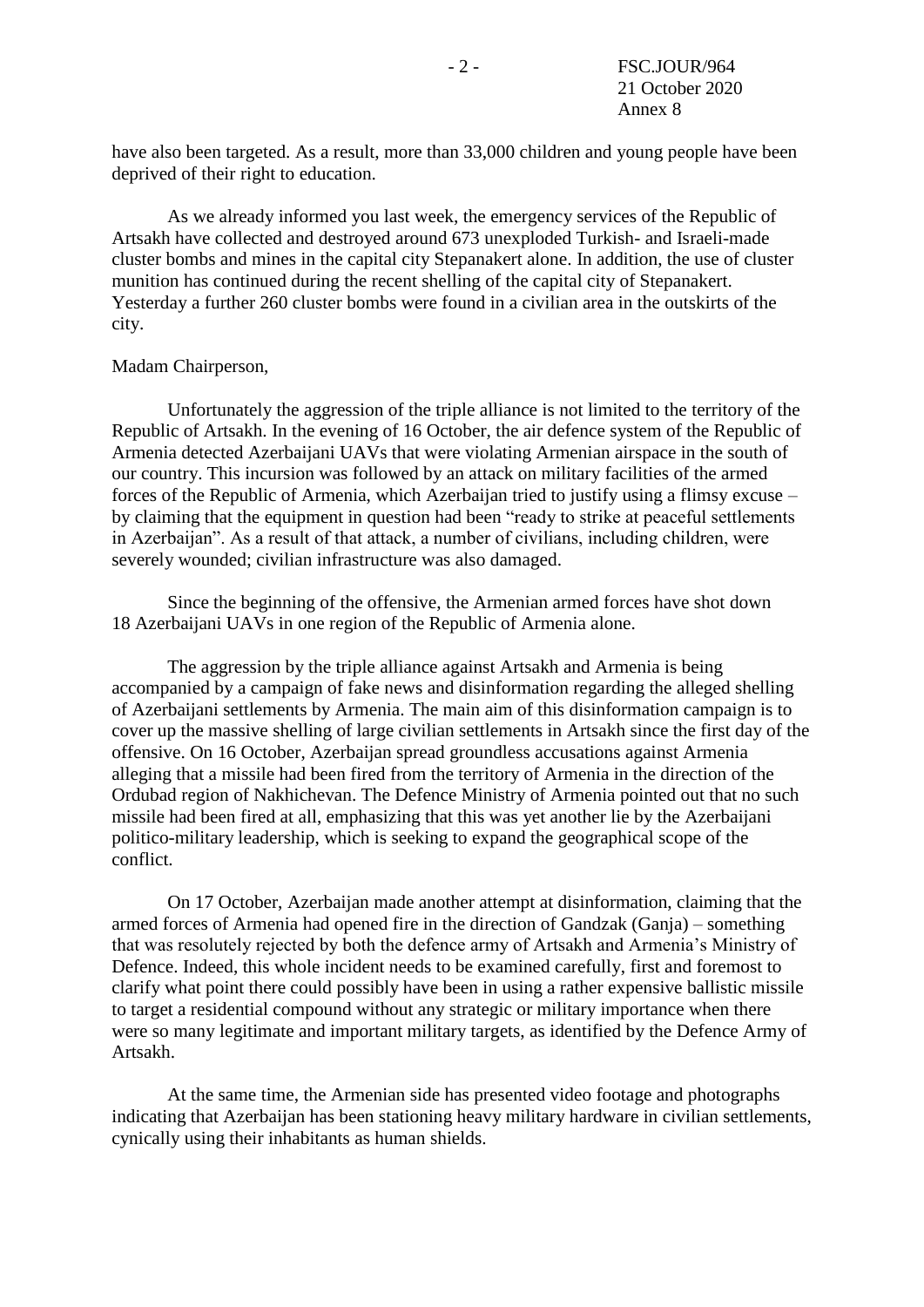have also been targeted. As a result, more than 33,000 children and young people have been deprived of their right to education.

As we already informed you last week, the emergency services of the Republic of Artsakh have collected and destroyed around 673 unexploded Turkish- and Israeli-made cluster bombs and mines in the capital city Stepanakert alone. In addition, the use of cluster munition has continued during the recent shelling of the capital city of Stepanakert. Yesterday a further 260 cluster bombs were found in a civilian area in the outskirts of the city.

Madam Chairperson,

Unfortunately the aggression of the triple alliance is not limited to the territory of the Republic of Artsakh. In the evening of 16 October, the air defence system of the Republic of Armenia detected Azerbaijani UAVs that were violating Armenian airspace in the south of our country. This incursion was followed by an attack on military facilities of the armed forces of the Republic of Armenia, which Azerbaijan tried to justify using a flimsy excuse – by claiming that the equipment in question had been "ready to strike at peaceful settlements in Azerbaijan". As a result of that attack, a number of civilians, including children, were severely wounded; civilian infrastructure was also damaged.

Since the beginning of the offensive, the Armenian armed forces have shot down 18 Azerbaijani UAVs in one region of the Republic of Armenia alone.

The aggression by the triple alliance against Artsakh and Armenia is being accompanied by a campaign of fake news and disinformation regarding the alleged shelling of Azerbaijani settlements by Armenia. The main aim of this disinformation campaign is to cover up the massive shelling of large civilian settlements in Artsakh since the first day of the offensive. On 16 October, Azerbaijan spread groundless accusations against Armenia alleging that a missile had been fired from the territory of Armenia in the direction of the Ordubad region of Nakhichevan. The Defence Ministry of Armenia pointed out that no such missile had been fired at all, emphasizing that this was yet another lie by the Azerbaijani politico-military leadership, which is seeking to expand the geographical scope of the conflict.

On 17 October, Azerbaijan made another attempt at disinformation, claiming that the armed forces of Armenia had opened fire in the direction of Gandzak (Ganja) – something that was resolutely rejected by both the defence army of Artsakh and Armenia's Ministry of Defence. Indeed, this whole incident needs to be examined carefully, first and foremost to clarify what point there could possibly have been in using a rather expensive ballistic missile to target a residential compound without any strategic or military importance when there were so many legitimate and important military targets, as identified by the Defence Army of Artsakh.

At the same time, the Armenian side has presented video footage and photographs indicating that Azerbaijan has been stationing heavy military hardware in civilian settlements, cynically using their inhabitants as human shields.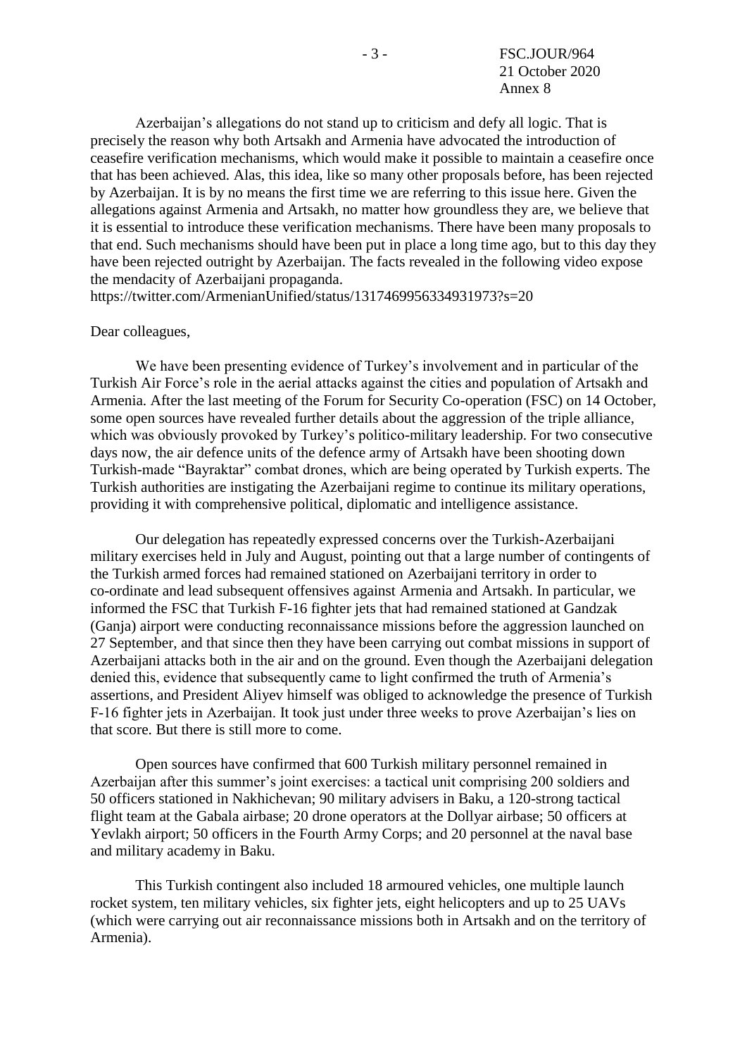Azerbaijan's allegations do not stand up to criticism and defy all logic. That is precisely the reason why both Artsakh and Armenia have advocated the introduction of ceasefire verification mechanisms, which would make it possible to maintain a ceasefire once that has been achieved. Alas, this idea, like so many other proposals before, has been rejected by Azerbaijan. It is by no means the first time we are referring to this issue here. Given the allegations against Armenia and Artsakh, no matter how groundless they are, we believe that it is essential to introduce these verification mechanisms. There have been many proposals to that end. Such mechanisms should have been put in place a long time ago, but to this day they have been rejected outright by Azerbaijan. The facts revealed in the following video expose the mendacity of Azerbaijani propaganda.
https://twitter.com/ArmenianUnified/status/1317469956334931973?s=20

Dear colleagues,

We have been presenting evidence of Turkey's involvement and in particular of the Turkish Air Force's role in the aerial attacks against the cities and population of Artsakh and Armenia. After the last meeting of the Forum for Security Co-operation (FSC) on 14 October, some open sources have revealed further details about the aggression of the triple alliance, which was obviously provoked by Turkey's politico-military leadership. For two consecutive days now, the air defence units of the defence army of Artsakh have been shooting down Turkish-made "Bayraktar" combat drones, which are being operated by Turkish experts. The Turkish authorities are instigating the Azerbaijani regime to continue its military operations, providing it with comprehensive political, diplomatic and intelligence assistance.

Our delegation has repeatedly expressed concerns over the Turkish-Azerbaijani military exercises held in July and August, pointing out that a large number of contingents of the Turkish armed forces had remained stationed on Azerbaijani territory in order to co-ordinate and lead subsequent offensives against Armenia and Artsakh. In particular, we informed the FSC that Turkish F-16 fighter jets that had remained stationed at Gandzak (Ganja) airport were conducting reconnaissance missions before the aggression launched on 27 September, and that since then they have been carrying out combat missions in support of Azerbaijani attacks both in the air and on the ground. Even though the Azerbaijani delegation denied this, evidence that subsequently came to light confirmed the truth of Armenia's assertions, and President Aliyev himself was obliged to acknowledge the presence of Turkish F-16 fighter jets in Azerbaijan. It took just under three weeks to prove Azerbaijan's lies on that score. But there is still more to come.

Open sources have confirmed that 600 Turkish military personnel remained in Azerbaijan after this summer's joint exercises: a tactical unit comprising 200 soldiers and 50 officers stationed in Nakhichevan; 90 military advisers in Baku, a 120-strong tactical flight team at the Gabala airbase; 20 drone operators at the Dollyar airbase; 50 officers at Yevlakh airport; 50 officers in the Fourth Army Corps; and 20 personnel at the naval base and military academy in Baku.

This Turkish contingent also included 18 armoured vehicles, one multiple launch rocket system, ten military vehicles, six fighter jets, eight helicopters and up to 25 UAVs (which were carrying out air reconnaissance missions both in Artsakh and on the territory of Armenia).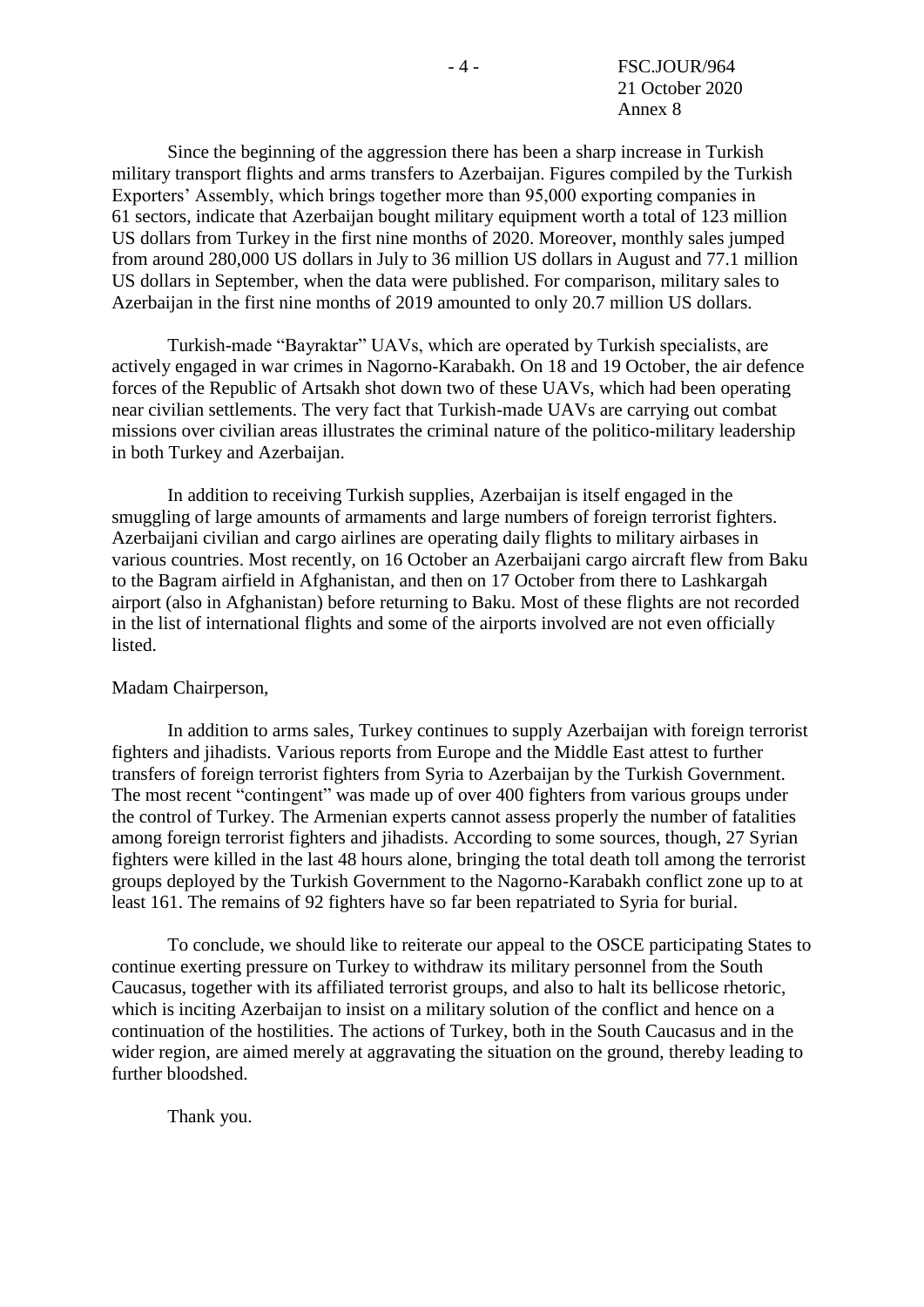Since the beginning of the aggression there has been a sharp increase in Turkish military transport flights and arms transfers to Azerbaijan. Figures compiled by the Turkish Exporters' Assembly, which brings together more than 95,000 exporting companies in 61 sectors, indicate that Azerbaijan bought military equipment worth a total of 123 million US dollars from Turkey in the first nine months of 2020. Moreover, monthly sales jumped from around 280,000 US dollars in July to 36 million US dollars in August and 77.1 million US dollars in September, when the data were published. For comparison, military sales to Azerbaijan in the first nine months of 2019 amounted to only 20.7 million US dollars.

Turkish-made "Bayraktar" UAVs, which are operated by Turkish specialists, are actively engaged in war crimes in Nagorno-Karabakh. On 18 and 19 October, the air defence forces of the Republic of Artsakh shot down two of these UAVs, which had been operating near civilian settlements. The very fact that Turkish-made UAVs are carrying out combat missions over civilian areas illustrates the criminal nature of the politico-military leadership in both Turkey and Azerbaijan.

In addition to receiving Turkish supplies, Azerbaijan is itself engaged in the smuggling of large amounts of armaments and large numbers of foreign terrorist fighters. Azerbaijani civilian and cargo airlines are operating daily flights to military airbases in various countries. Most recently, on 16 October an Azerbaijani cargo aircraft flew from Baku to the Bagram airfield in Afghanistan, and then on 17 October from there to Lashkargah airport (also in Afghanistan) before returning to Baku. Most of these flights are not recorded in the list of international flights and some of the airports involved are not even officially listed.

Madam Chairperson,

In addition to arms sales, Turkey continues to supply Azerbaijan with foreign terrorist fighters and jihadists. Various reports from Europe and the Middle East attest to further transfers of foreign terrorist fighters from Syria to Azerbaijan by the Turkish Government. The most recent "contingent" was made up of over 400 fighters from various groups under the control of Turkey. The Armenian experts cannot assess properly the number of fatalities among foreign terrorist fighters and jihadists. According to some sources, though, 27 Syrian fighters were killed in the last 48 hours alone, bringing the total death toll among the terrorist groups deployed by the Turkish Government to the Nagorno-Karabakh conflict zone up to at least 161. The remains of 92 fighters have so far been repatriated to Syria for burial.

To conclude, we should like to reiterate our appeal to the OSCE participating States to continue exerting pressure on Turkey to withdraw its military personnel from the South Caucasus, together with its affiliated terrorist groups, and also to halt its bellicose rhetoric, which is inciting Azerbaijan to insist on a military solution of the conflict and hence on a continuation of the hostilities. The actions of Turkey, both in the South Caucasus and in the wider region, are aimed merely at aggravating the situation on the ground, thereby leading to further bloodshed.

Thank you.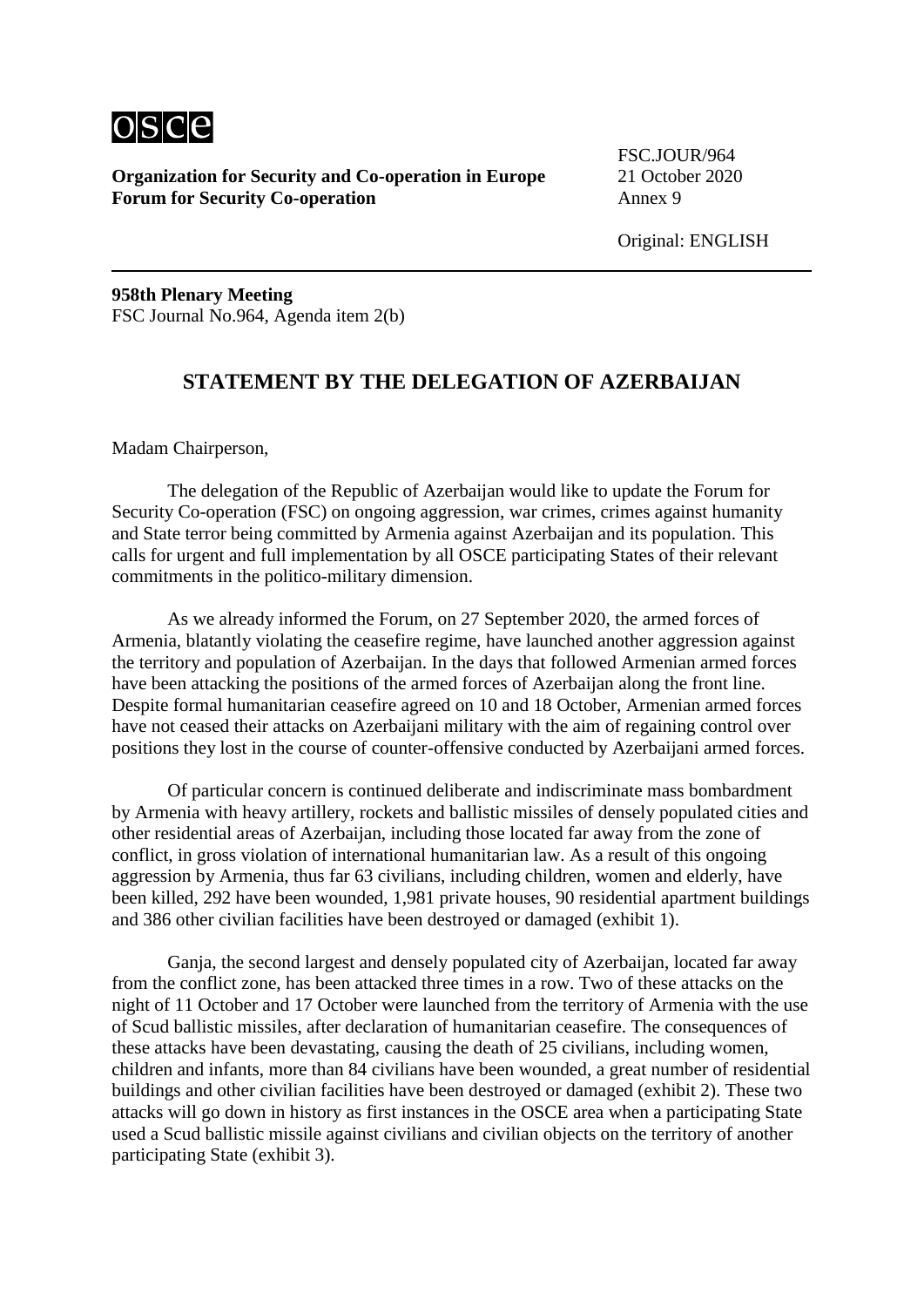**Organization for Security and Co-operation in Europe**
**Forum for Security Co-operation**

FSC.JOUR/964
21 October 2020
Annex 9

Original: ENGLISH

**958th Plenary Meeting**
FSC Journal No.964, Agenda item 2(b)

## STATEMENT BY THE DELEGATION OF AZERBAIJAN

Madam Chairperson,

The delegation of the Republic of Azerbaijan would like to update the Forum for Security Co-operation (FSC) on ongoing aggression, war crimes, crimes against humanity and State terror being committed by Armenia against Azerbaijan and its population. This calls for urgent and full implementation by all OSCE participating States of their relevant commitments in the politico-military dimension.

As we already informed the Forum, on 27 September 2020, the armed forces of Armenia, blatantly violating the ceasefire regime, have launched another aggression against the territory and population of Azerbaijan. In the days that followed Armenian armed forces have been attacking the positions of the armed forces of Azerbaijan along the front line. Despite formal humanitarian ceasefire agreed on 10 and 18 October, Armenian armed forces have not ceased their attacks on Azerbaijani military with the aim of regaining control over positions they lost in the course of counter-offensive conducted by Azerbaijani armed forces.

Of particular concern is continued deliberate and indiscriminate mass bombardment by Armenia with heavy artillery, rockets and ballistic missiles of densely populated cities and other residential areas of Azerbaijan, including those located far away from the zone of conflict, in gross violation of international humanitarian law. As a result of this ongoing aggression by Armenia, thus far 63 civilians, including children, women and elderly, have been killed, 292 have been wounded, 1,981 private houses, 90 residential apartment buildings and 386 other civilian facilities have been destroyed or damaged (exhibit 1).

Ganja, the second largest and densely populated city of Azerbaijan, located far away from the conflict zone, has been attacked three times in a row. Two of these attacks on the night of 11 October and 17 October were launched from the territory of Armenia with the use of Scud ballistic missiles, after declaration of humanitarian ceasefire. The consequences of these attacks have been devastating, causing the death of 25 civilians, including women, children and infants, more than 84 civilians have been wounded, a great number of residential buildings and other civilian facilities have been destroyed or damaged (exhibit 2). These two attacks will go down in history as first instances in the OSCE area when a participating State used a Scud ballistic missile against civilians and civilian objects on the territory of another participating State (exhibit 3).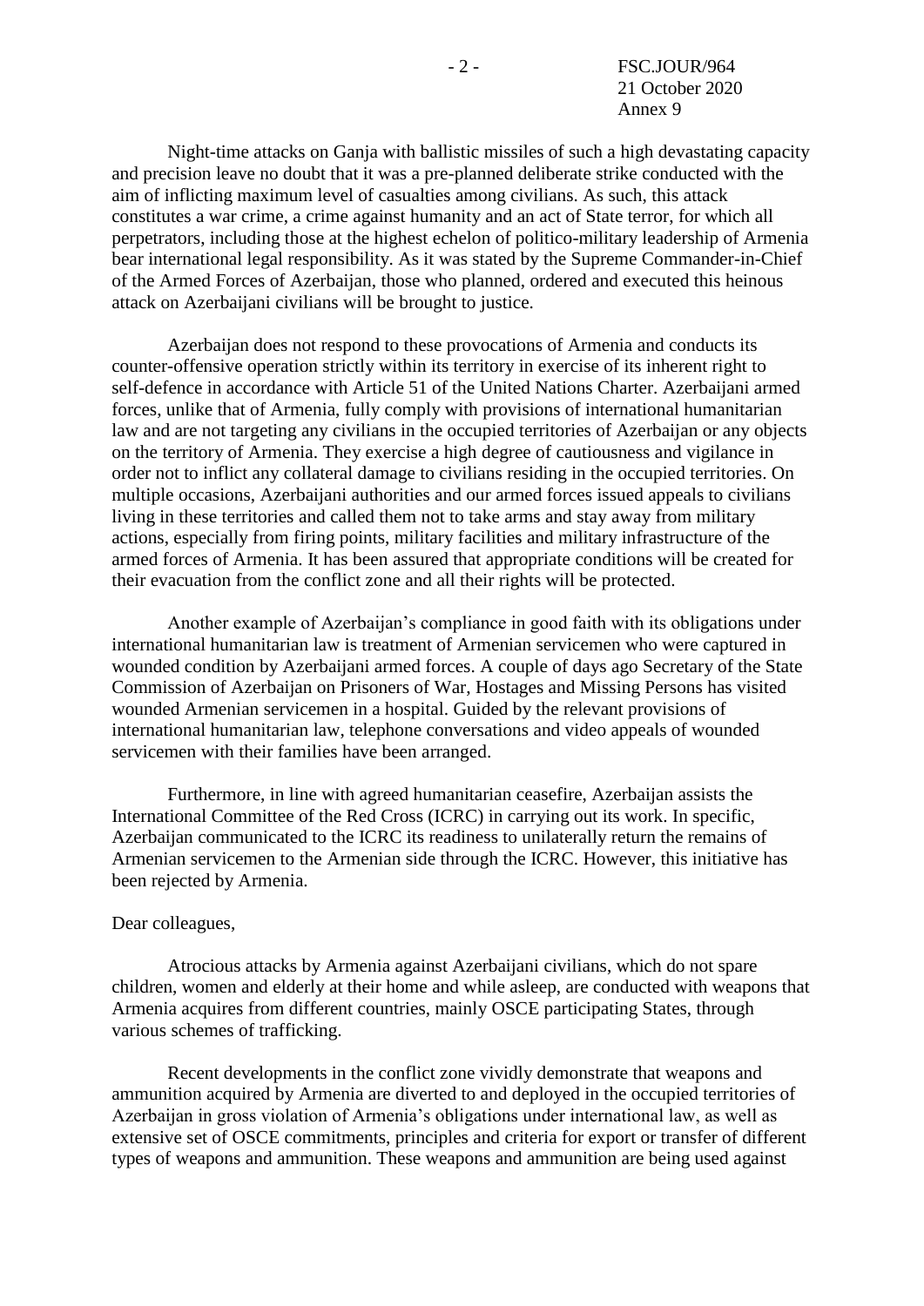Night-time attacks on Ganja with ballistic missiles of such a high devastating capacity and precision leave no doubt that it was a pre-planned deliberate strike conducted with the aim of inflicting maximum level of casualties among civilians. As such, this attack constitutes a war crime, a crime against humanity and an act of State terror, for which all perpetrators, including those at the highest echelon of politico-military leadership of Armenia bear international legal responsibility. As it was stated by the Supreme Commander-in-Chief of the Armed Forces of Azerbaijan, those who planned, ordered and executed this heinous attack on Azerbaijani civilians will be brought to justice.

Azerbaijan does not respond to these provocations of Armenia and conducts its counter-offensive operation strictly within its territory in exercise of its inherent right to self-defence in accordance with Article 51 of the United Nations Charter. Azerbaijani armed forces, unlike that of Armenia, fully comply with provisions of international humanitarian law and are not targeting any civilians in the occupied territories of Azerbaijan or any objects on the territory of Armenia. They exercise a high degree of cautiousness and vigilance in order not to inflict any collateral damage to civilians residing in the occupied territories. On multiple occasions, Azerbaijani authorities and our armed forces issued appeals to civilians living in these territories and called them not to take arms and stay away from military actions, especially from firing points, military facilities and military infrastructure of the armed forces of Armenia. It has been assured that appropriate conditions will be created for their evacuation from the conflict zone and all their rights will be protected.

Another example of Azerbaijan's compliance in good faith with its obligations under international humanitarian law is treatment of Armenian servicemen who were captured in wounded condition by Azerbaijani armed forces. A couple of days ago Secretary of the State Commission of Azerbaijan on Prisoners of War, Hostages and Missing Persons has visited wounded Armenian servicemen in a hospital. Guided by the relevant provisions of international humanitarian law, telephone conversations and video appeals of wounded servicemen with their families have been arranged.

Furthermore, in line with agreed humanitarian ceasefire, Azerbaijan assists the International Committee of the Red Cross (ICRC) in carrying out its work. In specific, Azerbaijan communicated to the ICRC its readiness to unilaterally return the remains of Armenian servicemen to the Armenian side through the ICRC. However, this initiative has been rejected by Armenia.

Dear colleagues,

Atrocious attacks by Armenia against Azerbaijani civilians, which do not spare children, women and elderly at their home and while asleep, are conducted with weapons that Armenia acquires from different countries, mainly OSCE participating States, through various schemes of trafficking.

Recent developments in the conflict zone vividly demonstrate that weapons and ammunition acquired by Armenia are diverted to and deployed in the occupied territories of Azerbaijan in gross violation of Armenia's obligations under international law, as well as extensive set of OSCE commitments, principles and criteria for export or transfer of different types of weapons and ammunition. These weapons and ammunition are being used against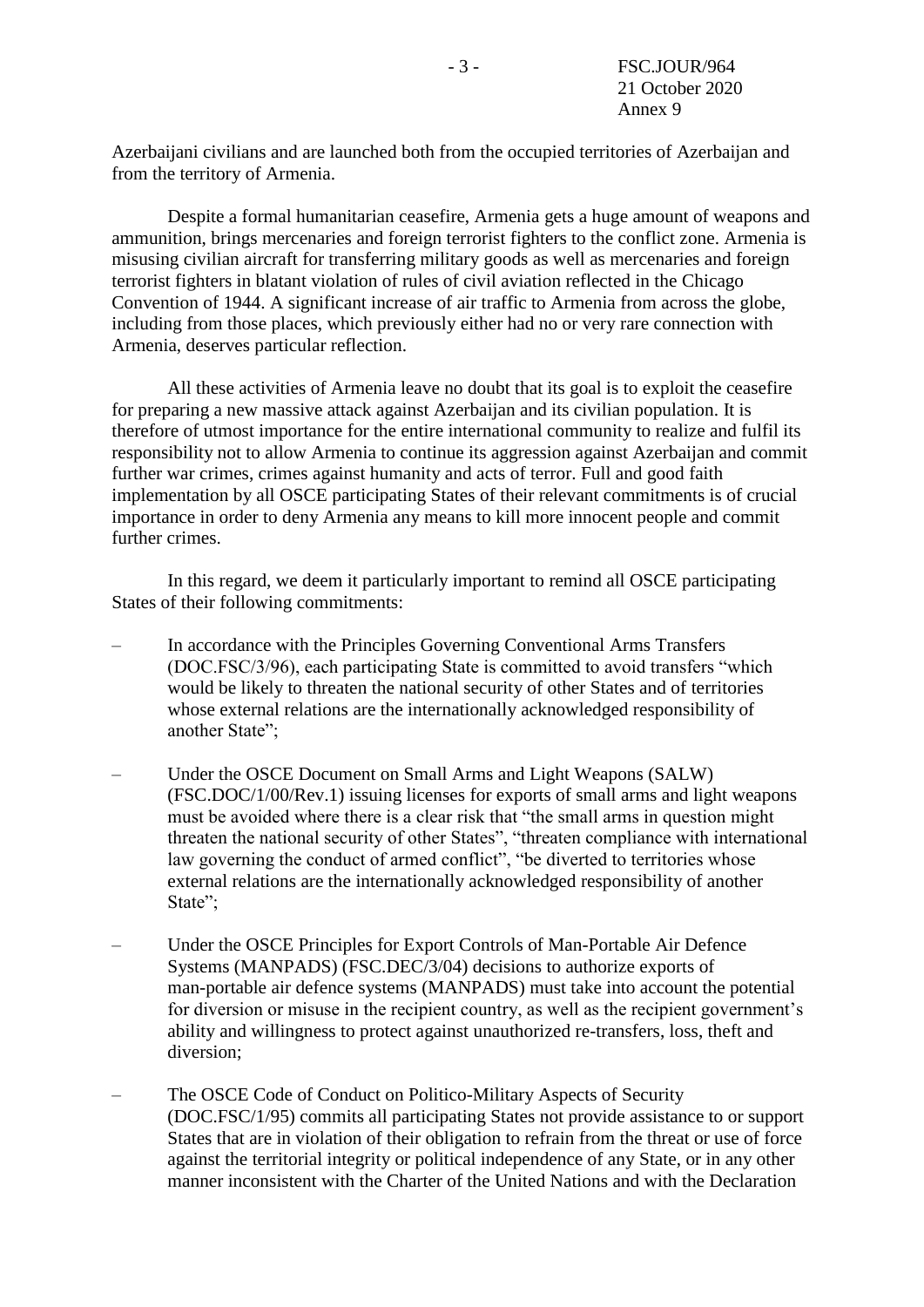Azerbaijani civilians and are launched both from the occupied territories of Azerbaijan and from the territory of Armenia.

Despite a formal humanitarian ceasefire, Armenia gets a huge amount of weapons and ammunition, brings mercenaries and foreign terrorist fighters to the conflict zone. Armenia is misusing civilian aircraft for transferring military goods as well as mercenaries and foreign terrorist fighters in blatant violation of rules of civil aviation reflected in the Chicago Convention of 1944. A significant increase of air traffic to Armenia from across the globe, including from those places, which previously either had no or very rare connection with Armenia, deserves particular reflection.

All these activities of Armenia leave no doubt that its goal is to exploit the ceasefire for preparing a new massive attack against Azerbaijan and its civilian population. It is therefore of utmost importance for the entire international community to realize and fulfil its responsibility not to allow Armenia to continue its aggression against Azerbaijan and commit further war crimes, crimes against humanity and acts of terror. Full and good faith implementation by all OSCE participating States of their relevant commitments is of crucial importance in order to deny Armenia any means to kill more innocent people and commit further crimes.

In this regard, we deem it particularly important to remind all OSCE participating States of their following commitments:

– In accordance with the Principles Governing Conventional Arms Transfers (DOC.FSC/3/96), each participating State is committed to avoid transfers "which would be likely to threaten the national security of other States and of territories whose external relations are the internationally acknowledged responsibility of another State";

– Under the OSCE Document on Small Arms and Light Weapons (SALW) (FSC.DOC/1/00/Rev.1) issuing licenses for exports of small arms and light weapons must be avoided where there is a clear risk that "the small arms in question might threaten the national security of other States", "threaten compliance with international law governing the conduct of armed conflict", "be diverted to territories whose external relations are the internationally acknowledged responsibility of another State";

– Under the OSCE Principles for Export Controls of Man-Portable Air Defence Systems (MANPADS) (FSC.DEC/3/04) decisions to authorize exports of man-portable air defence systems (MANPADS) must take into account the potential for diversion or misuse in the recipient country, as well as the recipient government's ability and willingness to protect against unauthorized re-transfers, loss, theft and diversion;

– The OSCE Code of Conduct on Politico-Military Aspects of Security (DOC.FSC/1/95) commits all participating States not provide assistance to or support States that are in violation of their obligation to refrain from the threat or use of force against the territorial integrity or political independence of any State, or in any other manner inconsistent with the Charter of the United Nations and with the Declaration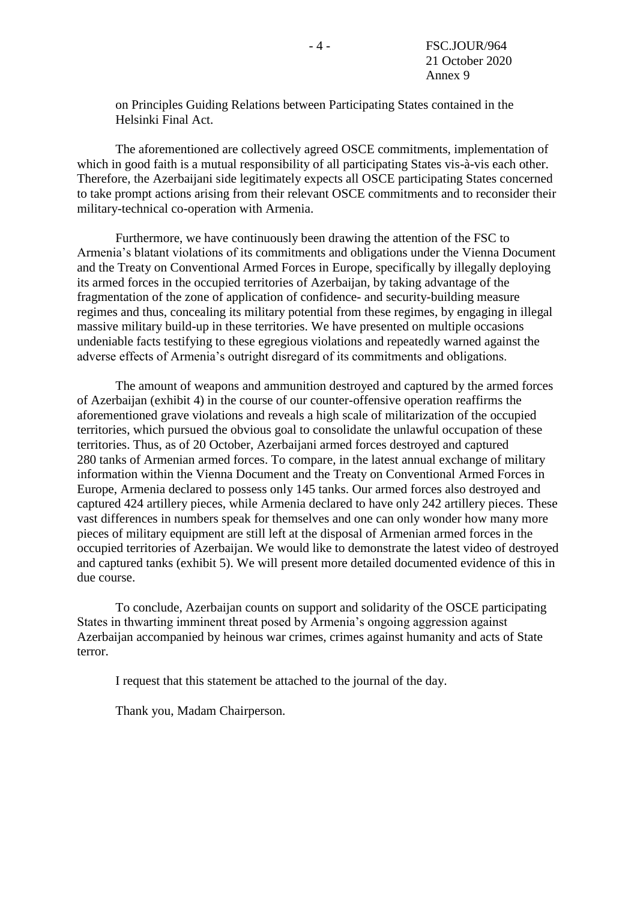on Principles Guiding Relations between Participating States contained in the Helsinki Final Act.

The aforementioned are collectively agreed OSCE commitments, implementation of which in good faith is a mutual responsibility of all participating States vis-à-vis each other. Therefore, the Azerbaijani side legitimately expects all OSCE participating States concerned to take prompt actions arising from their relevant OSCE commitments and to reconsider their military-technical co-operation with Armenia.

Furthermore, we have continuously been drawing the attention of the FSC to Armenia's blatant violations of its commitments and obligations under the Vienna Document and the Treaty on Conventional Armed Forces in Europe, specifically by illegally deploying its armed forces in the occupied territories of Azerbaijan, by taking advantage of the fragmentation of the zone of application of confidence- and security-building measure regimes and thus, concealing its military potential from these regimes, by engaging in illegal massive military build-up in these territories. We have presented on multiple occasions undeniable facts testifying to these egregious violations and repeatedly warned against the adverse effects of Armenia's outright disregard of its commitments and obligations.

The amount of weapons and ammunition destroyed and captured by the armed forces of Azerbaijan (exhibit 4) in the course of our counter-offensive operation reaffirms the aforementioned grave violations and reveals a high scale of militarization of the occupied territories, which pursued the obvious goal to consolidate the unlawful occupation of these territories. Thus, as of 20 October, Azerbaijani armed forces destroyed and captured 280 tanks of Armenian armed forces. To compare, in the latest annual exchange of military information within the Vienna Document and the Treaty on Conventional Armed Forces in Europe, Armenia declared to possess only 145 tanks. Our armed forces also destroyed and captured 424 artillery pieces, while Armenia declared to have only 242 artillery pieces. These vast differences in numbers speak for themselves and one can only wonder how many more pieces of military equipment are still left at the disposal of Armenian armed forces in the occupied territories of Azerbaijan. We would like to demonstrate the latest video of destroyed and captured tanks (exhibit 5). We will present more detailed documented evidence of this in due course.

To conclude, Azerbaijan counts on support and solidarity of the OSCE participating States in thwarting imminent threat posed by Armenia's ongoing aggression against Azerbaijan accompanied by heinous war crimes, crimes against humanity and acts of State terror.

I request that this statement be attached to the journal of the day.

Thank you, Madam Chairperson.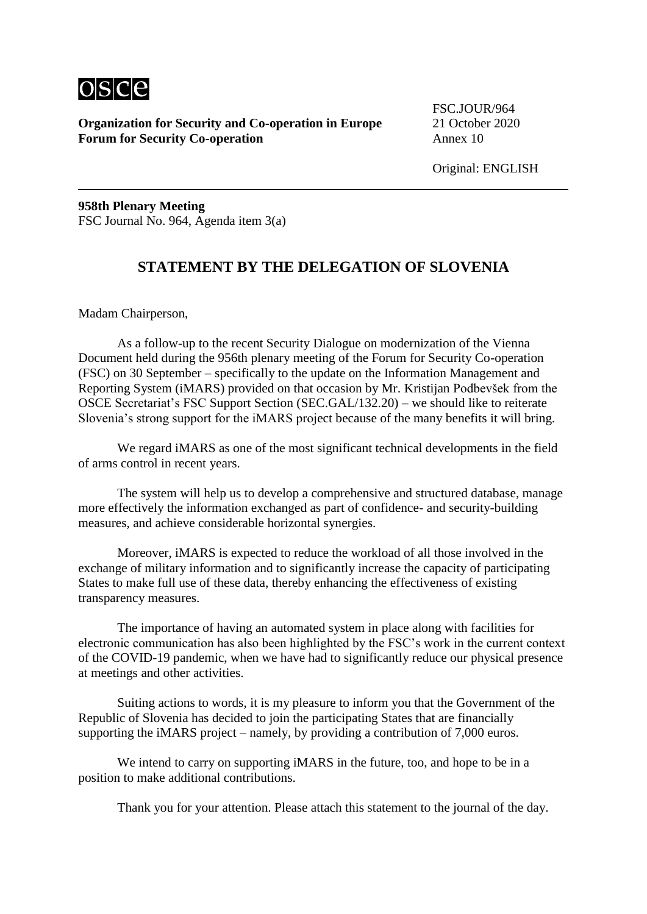**Organization for Security and Co-operation in Europe**
**Forum for Security Co-operation**

FSC.JOUR/964
21 October 2020
Annex 10

Original: ENGLISH

**958th Plenary Meeting**
FSC Journal No. 964, Agenda item 3(a)

## STATEMENT BY THE DELEGATION OF SLOVENIA

Madam Chairperson,

As a follow-up to the recent Security Dialogue on modernization of the Vienna Document held during the 956th plenary meeting of the Forum for Security Co-operation (FSC) on 30 September – specifically to the update on the Information Management and Reporting System (iMARS) provided on that occasion by Mr. Kristijan Podbevšek from the OSCE Secretariat's FSC Support Section (SEC.GAL/132.20) – we should like to reiterate Slovenia's strong support for the iMARS project because of the many benefits it will bring.

We regard iMARS as one of the most significant technical developments in the field of arms control in recent years.

The system will help us to develop a comprehensive and structured database, manage more effectively the information exchanged as part of confidence- and security-building measures, and achieve considerable horizontal synergies.

Moreover, iMARS is expected to reduce the workload of all those involved in the exchange of military information and to significantly increase the capacity of participating States to make full use of these data, thereby enhancing the effectiveness of existing transparency measures.

The importance of having an automated system in place along with facilities for electronic communication has also been highlighted by the FSC's work in the current context of the COVID-19 pandemic, when we have had to significantly reduce our physical presence at meetings and other activities.

Suiting actions to words, it is my pleasure to inform you that the Government of the Republic of Slovenia has decided to join the participating States that are financially supporting the iMARS project – namely, by providing a contribution of 7,000 euros.

We intend to carry on supporting iMARS in the future, too, and hope to be in a position to make additional contributions.

Thank you for your attention. Please attach this statement to the journal of the day.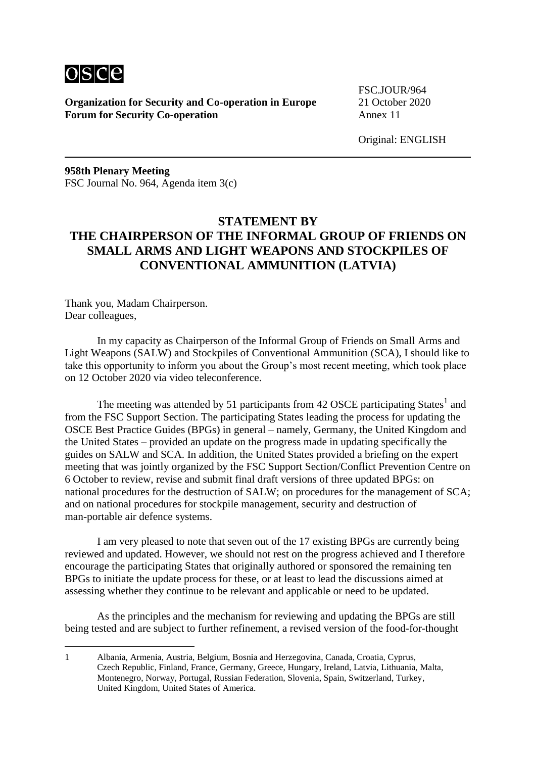**Organization for Security and Co-operation in Europe**
**Forum for Security Co-operation**

FSC.JOUR/964
21 October 2020
Annex 11

Original: ENGLISH

**958th Plenary Meeting**
FSC Journal No. 964, Agenda item 3(c)

## STATEMENT BY THE CHAIRPERSON OF THE INFORMAL GROUP OF FRIENDS ON SMALL ARMS AND LIGHT WEAPONS AND STOCKPILES OF CONVENTIONAL AMMUNITION (LATVIA)

Thank you, Madam Chairperson.
Dear colleagues,

In my capacity as Chairperson of the Informal Group of Friends on Small Arms and Light Weapons (SALW) and Stockpiles of Conventional Ammunition (SCA), I should like to take this opportunity to inform you about the Group's most recent meeting, which took place on 12 October 2020 via video teleconference.

The meeting was attended by 51 participants from 42 OSCE participating States[1] and from the FSC Support Section. The participating States leading the process for updating the OSCE Best Practice Guides (BPGs) in general – namely, Germany, the United Kingdom and the United States – provided an update on the progress made in updating specifically the guides on SALW and SCA. In addition, the United States provided a briefing on the expert meeting that was jointly organized by the FSC Support Section/Conflict Prevention Centre on 6 October to review, revise and submit final draft versions of three updated BPGs: on national procedures for the destruction of SALW; on procedures for the management of SCA; and on national procedures for stockpile management, security and destruction of man-portable air defence systems.

I am very pleased to note that seven out of the 17 existing BPGs are currently being reviewed and updated. However, we should not rest on the progress achieved and I therefore encourage the participating States that originally authored or sponsored the remaining ten BPGs to initiate the update process for these, or at least to lead the discussions aimed at assessing whether they continue to be relevant and applicable or need to be updated.

As the principles and the mechanism for reviewing and updating the BPGs are still being tested and are subject to further refinement, a revised version of the food-for-thought

---

1 Albania, Armenia, Austria, Belgium, Bosnia and Herzegovina, Canada, Croatia, Cyprus, Czech Republic, Finland, France, Germany, Greece, Hungary, Ireland, Latvia, Lithuania, Malta, Montenegro, Norway, Portugal, Russian Federation, Slovenia, Spain, Switzerland, Turkey, United Kingdom, United States of America.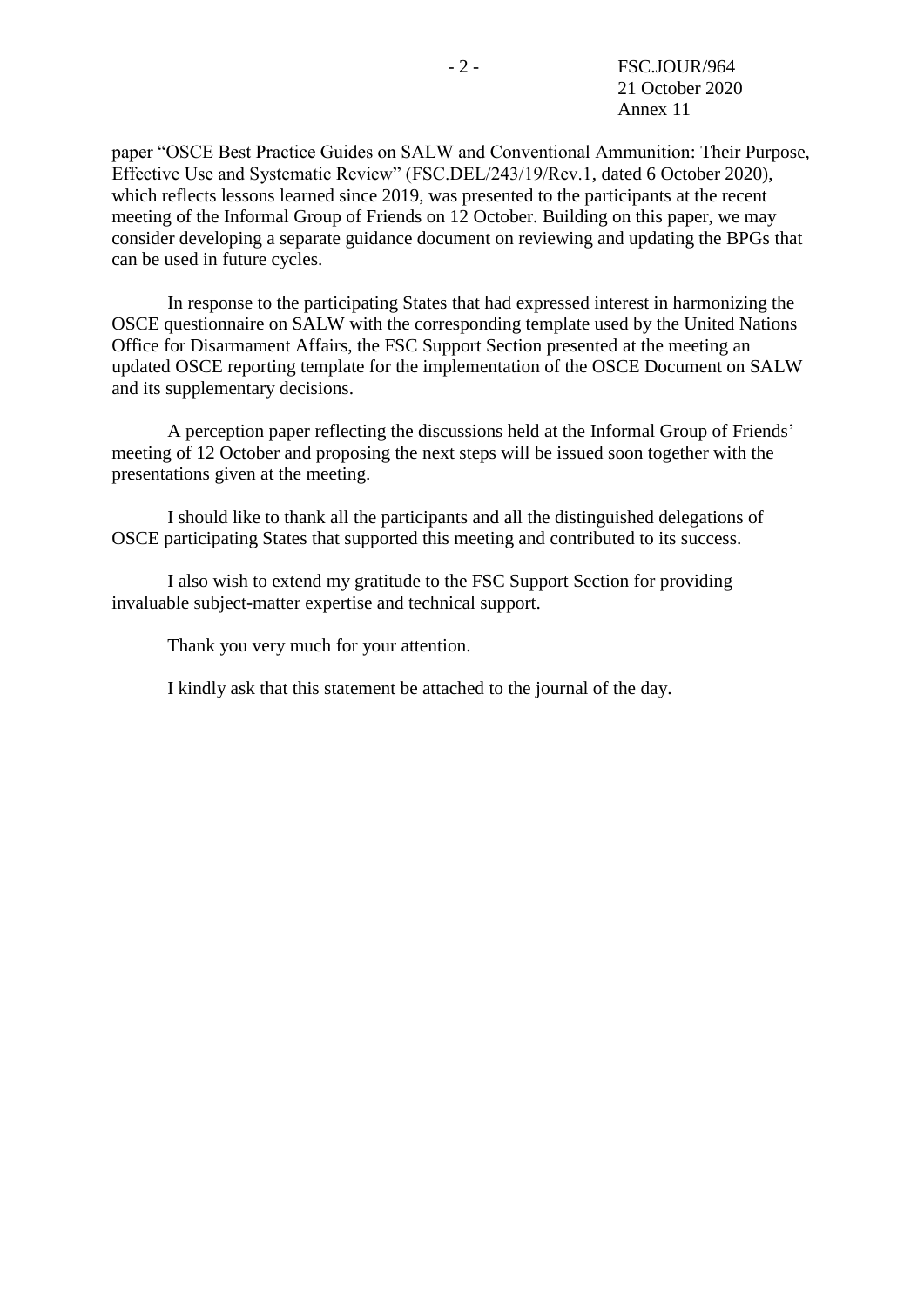paper "OSCE Best Practice Guides on SALW and Conventional Ammunition: Their Purpose, Effective Use and Systematic Review" (FSC.DEL/243/19/Rev.1, dated 6 October 2020), which reflects lessons learned since 2019, was presented to the participants at the recent meeting of the Informal Group of Friends on 12 October. Building on this paper, we may consider developing a separate guidance document on reviewing and updating the BPGs that can be used in future cycles.

In response to the participating States that had expressed interest in harmonizing the OSCE questionnaire on SALW with the corresponding template used by the United Nations Office for Disarmament Affairs, the FSC Support Section presented at the meeting an updated OSCE reporting template for the implementation of the OSCE Document on SALW and its supplementary decisions.

A perception paper reflecting the discussions held at the Informal Group of Friends' meeting of 12 October and proposing the next steps will be issued soon together with the presentations given at the meeting.

I should like to thank all the participants and all the distinguished delegations of OSCE participating States that supported this meeting and contributed to its success.

I also wish to extend my gratitude to the FSC Support Section for providing invaluable subject-matter expertise and technical support.

Thank you very much for your attention.

I kindly ask that this statement be attached to the journal of the day.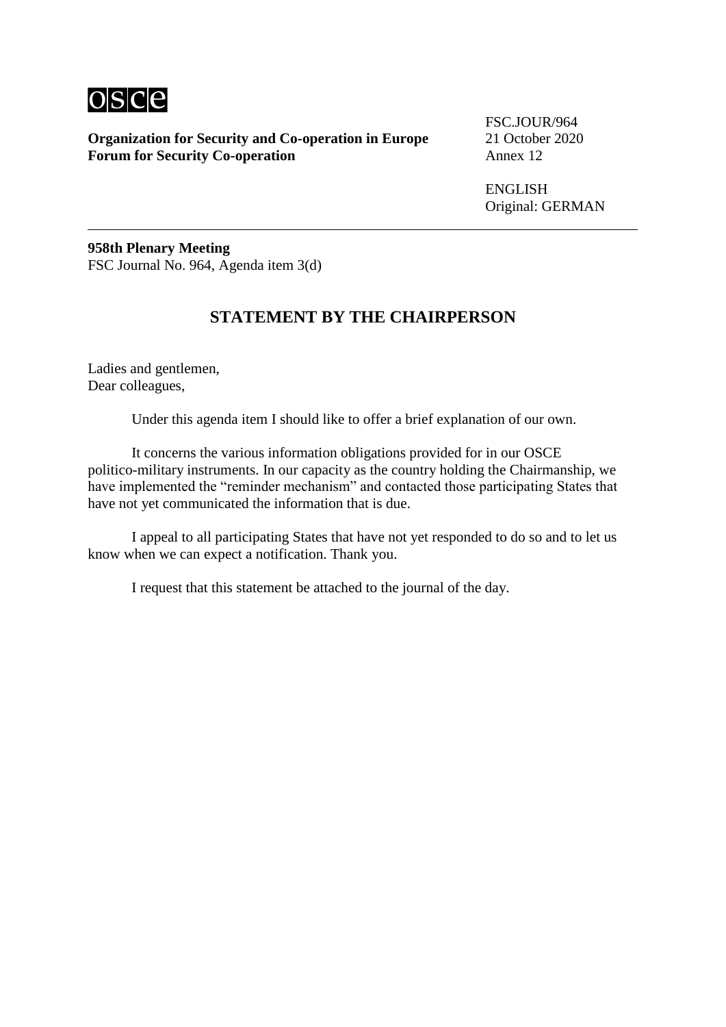osce

**Organization for Security and Co-operation in Europe**
**Forum for Security Co-operation**

FSC.JOUR/964
21 October 2020
Annex 12

ENGLISH
Original: GERMAN

**958th Plenary Meeting**
FSC Journal No. 964, Agenda item 3(d)

## STATEMENT BY THE CHAIRPERSON

Ladies and gentlemen,
Dear colleagues,

Under this agenda item I should like to offer a brief explanation of our own.

It concerns the various information obligations provided for in our OSCE politico-military instruments. In our capacity as the country holding the Chairmanship, we have implemented the "reminder mechanism" and contacted those participating States that have not yet communicated the information that is due.

I appeal to all participating States that have not yet responded to do so and to let us know when we can expect a notification. Thank you.

I request that this statement be attached to the journal of the day.